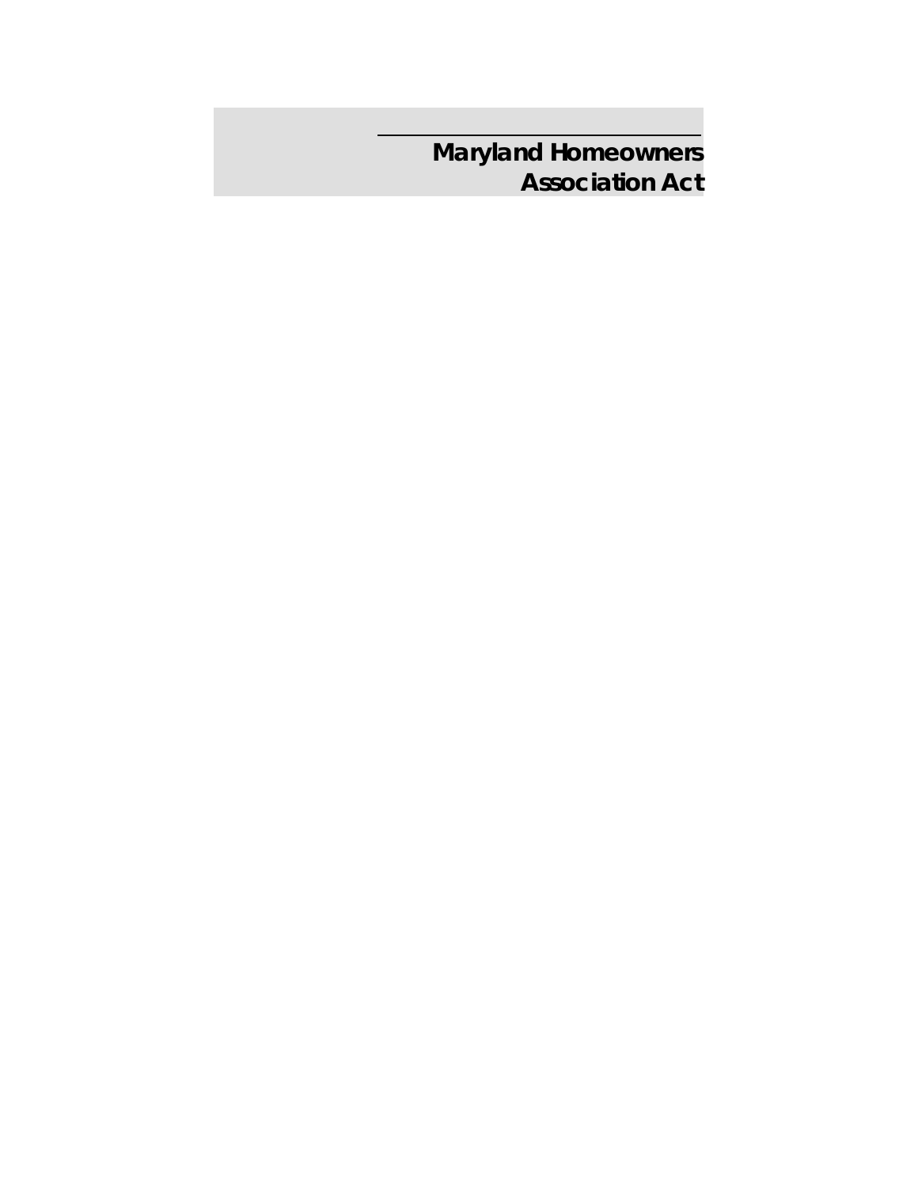# Maryland Homeowners Association Act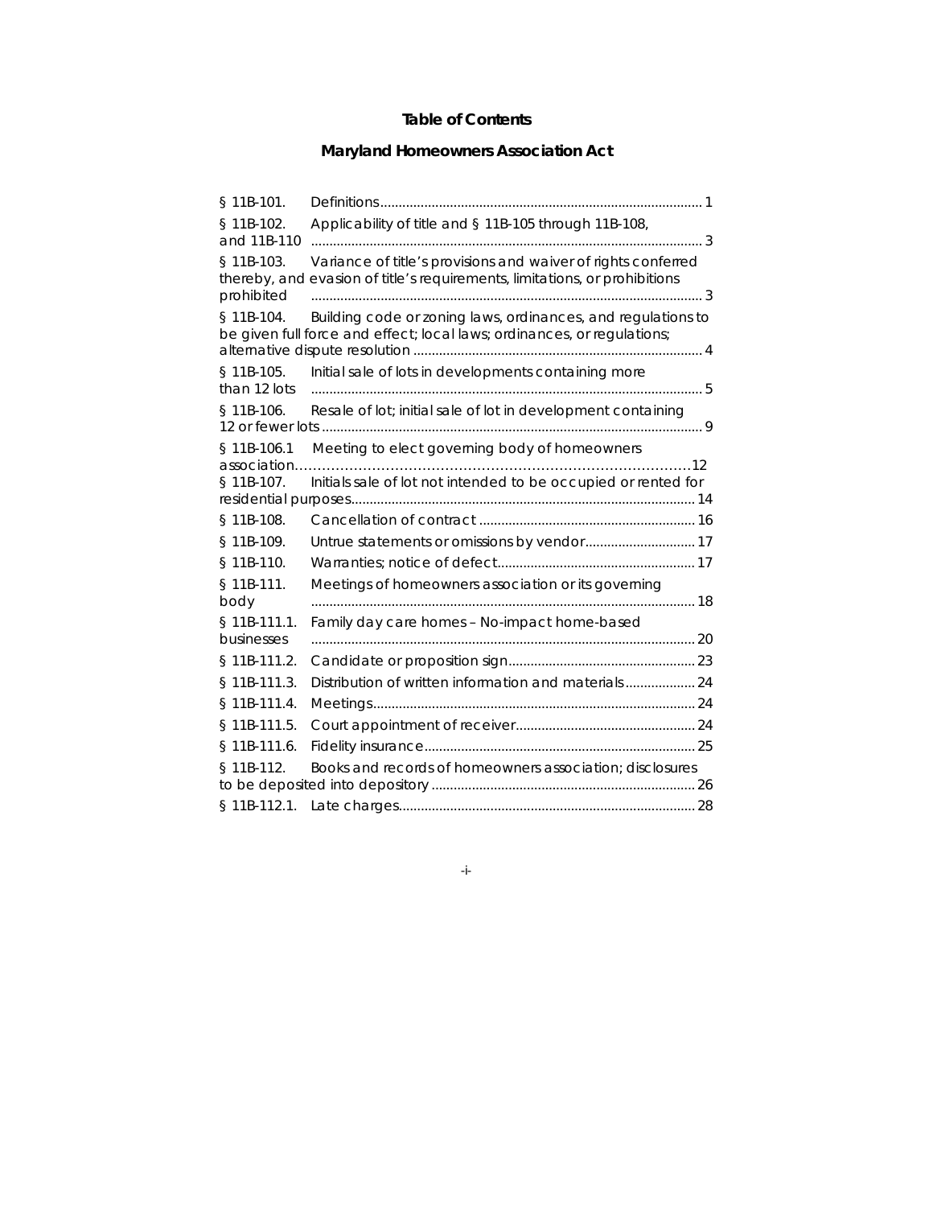**Table of Contents**

**Maryland Homeowners Association Act**

| | | |
|---|---|---|
| § 11B-101. | Definitions | 1 |
| § 11B-102. | Applicability of title and § 11B-105 through 11B-108, and 11B-110 | 3 |
| § 11B-103. | Variance of title's provisions and waiver of rights conferred thereby, and evasion of title's requirements, limitations, or prohibitions prohibited | 3 |
| § 11B-104. | Building code or zoning laws, ordinances, and regulations to be given full force and effect; local laws; ordinances, or regulations; alternative dispute resolution | 4 |
| § 11B-105. | Initial sale of lots in developments containing more than 12 lots | 5 |
| § 11B-106. | Resale of lot; initial sale of lot in development containing 12 or fewer lots | 9 |
| § 11B-106.1 | Meeting to elect governing body of homeowners association | 12 |
| § 11B-107. | Initials sale of lot not intended to be occupied or rented for residential purposes | 14 |
| § 11B-108. | Cancellation of contract | 16 |
| § 11B-109. | Untrue statements or omissions by vendor | 17 |
| § 11B-110. | Warranties; notice of defect | 17 |
| § 11B-111. | Meetings of homeowners association or its governing body | 18 |
| § 11B-111.1. | Family day care homes – No-impact home-based businesses | 20 |
| § 11B-111.2. | Candidate or proposition sign | 23 |
| § 11B-111.3. | Distribution of written information and materials | 24 |
| § 11B-111.4. | Meetings | 24 |
| § 11B-111.5. | Court appointment of receiver | 24 |
| § 11B-111.6. | Fidelity insurance | 25 |
| § 11B-112. | Books and records of homeowners association; disclosures to be deposited into depository | 26 |
| § 11B-112.1. | Late charges | 28 |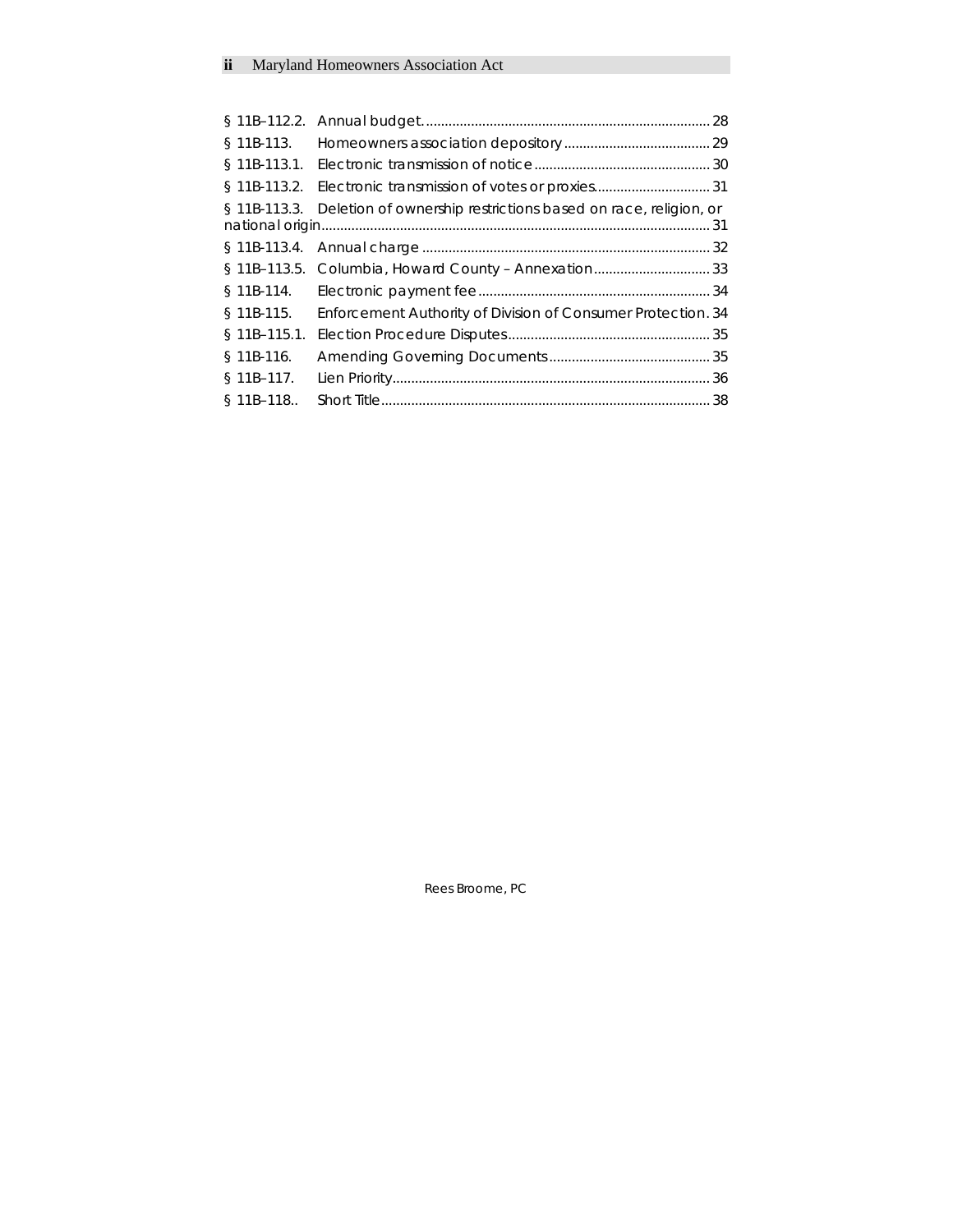| | | |
|---|---|---|
| § 11B–112.2. | Annual budget. | 28 |
| § 11B-113. | Homeowners association depository | 29 |
| § 11B-113.1. | Electronic transmission of notice | 30 |
| § 11B-113.2. | Electronic transmission of votes or proxies | 31 |
| § 11B-113.3. | Deletion of ownership restrictions based on race, religion, or national origin | 31 |
| § 11B-113.4. | Annual charge | 32 |
| § 11B–113.5. | Columbia, Howard County – Annexation | 33 |
| § 11B-114. | Electronic payment fee | 34 |
| § 11B-115. | Enforcement Authority of Division of Consumer Protection | 34 |
| § 11B–115.1. | Election Procedure Disputes | 35 |
| § 11B-116. | Amending Governing Documents | 35 |
| § 11B–117. | Lien Priority | 36 |
| § 11B–118.. | Short Title | 38 |

Rees Broome, PC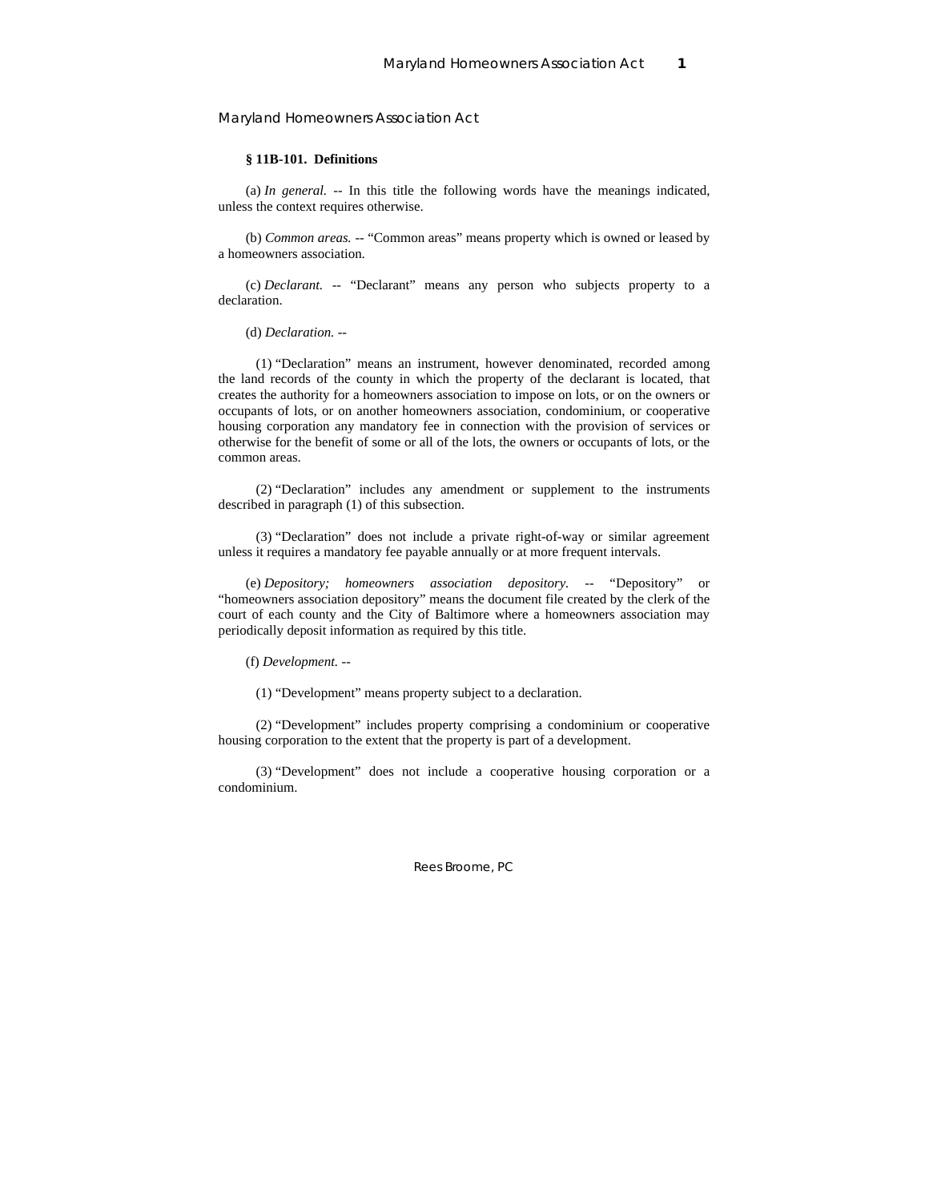# Maryland Homeowners Association Act

**§ 11B-101. Definitions**

(a) *In general.* -- In this title the following words have the meanings indicated, unless the context requires otherwise.

(b) *Common areas.* -- "Common areas" means property which is owned or leased by a homeowners association.

(c) *Declarant.* -- "Declarant" means any person who subjects property to a declaration.

(d) *Declaration.* --

(1) "Declaration" means an instrument, however denominated, recorded among the land records of the county in which the property of the declarant is located, that creates the authority for a homeowners association to impose on lots, or on the owners or occupants of lots, or on another homeowners association, condominium, or cooperative housing corporation any mandatory fee in connection with the provision of services or otherwise for the benefit of some or all of the lots, the owners or occupants of lots, or the common areas.

(2) "Declaration" includes any amendment or supplement to the instruments described in paragraph (1) of this subsection.

(3) "Declaration" does not include a private right-of-way or similar agreement unless it requires a mandatory fee payable annually or at more frequent intervals.

(e) *Depository; homeowners association depository.* -- "Depository" or "homeowners association depository" means the document file created by the clerk of the court of each county and the City of Baltimore where a homeowners association may periodically deposit information as required by this title.

(f) *Development.* --

(1) "Development" means property subject to a declaration.

(2) "Development" includes property comprising a condominium or cooperative housing corporation to the extent that the property is part of a development.

(3) "Development" does not include a cooperative housing corporation or a condominium.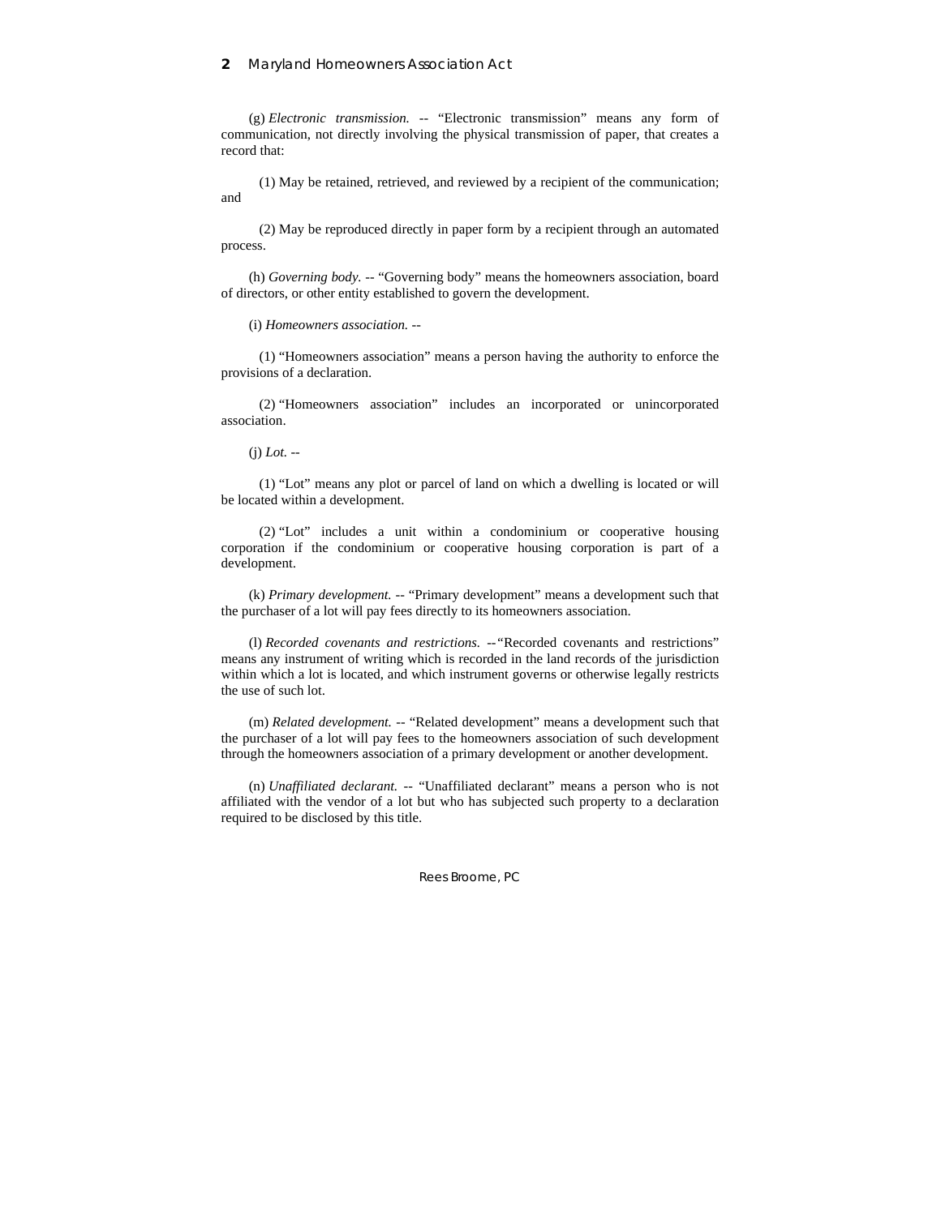(g) *Electronic transmission.* -- "Electronic transmission" means any form of communication, not directly involving the physical transmission of paper, that creates a record that:

(1) May be retained, retrieved, and reviewed by a recipient of the communication; and

(2) May be reproduced directly in paper form by a recipient through an automated process.

(h) *Governing body.* -- "Governing body" means the homeowners association, board of directors, or other entity established to govern the development.

(i) *Homeowners association.* --

(1) "Homeowners association" means a person having the authority to enforce the provisions of a declaration.

(2) "Homeowners association" includes an incorporated or unincorporated association.

(j) *Lot.* --

(1) "Lot" means any plot or parcel of land on which a dwelling is located or will be located within a development.

(2) "Lot" includes a unit within a condominium or cooperative housing corporation if the condominium or cooperative housing corporation is part of a development.

(k) *Primary development.* -- "Primary development" means a development such that the purchaser of a lot will pay fees directly to its homeowners association.

(l) *Recorded covenants and restrictions.* -- "Recorded covenants and restrictions" means any instrument of writing which is recorded in the land records of the jurisdiction within which a lot is located, and which instrument governs or otherwise legally restricts the use of such lot.

(m) *Related development.* -- "Related development" means a development such that the purchaser of a lot will pay fees to the homeowners association of such development through the homeowners association of a primary development or another development.

(n) *Unaffiliated declarant.* -- "Unaffiliated declarant" means a person who is not affiliated with the vendor of a lot but who has subjected such property to a declaration required to be disclosed by this title.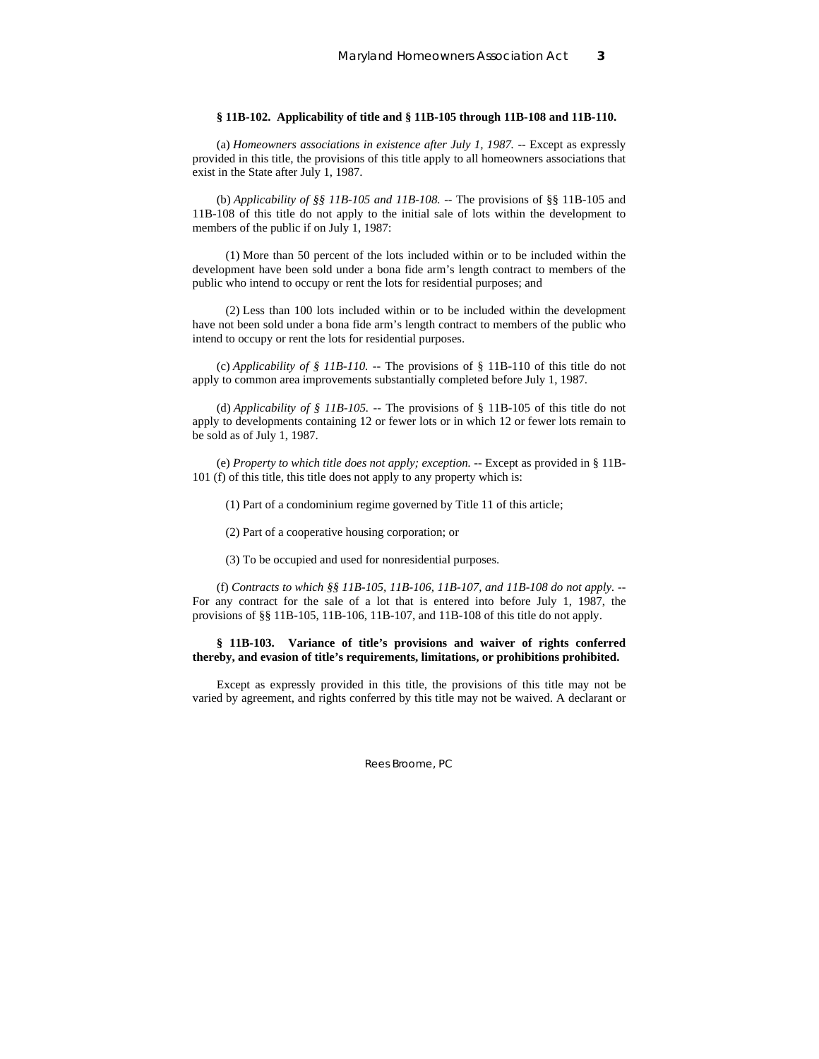**§ 11B-102. Applicability of title and § 11B-105 through 11B-108 and 11B-110.**

(a) *Homeowners associations in existence after July 1, 1987.* -- Except as expressly provided in this title, the provisions of this title apply to all homeowners associations that exist in the State after July 1, 1987.

(b) *Applicability of §§ 11B-105 and 11B-108.* -- The provisions of §§ 11B-105 and 11B-108 of this title do not apply to the initial sale of lots within the development to members of the public if on July 1, 1987:

(1) More than 50 percent of the lots included within or to be included within the development have been sold under a bona fide arm's length contract to members of the public who intend to occupy or rent the lots for residential purposes; and

(2) Less than 100 lots included within or to be included within the development have not been sold under a bona fide arm's length contract to members of the public who intend to occupy or rent the lots for residential purposes.

(c) *Applicability of § 11B-110.* -- The provisions of § 11B-110 of this title do not apply to common area improvements substantially completed before July 1, 1987.

(d) *Applicability of § 11B-105.* -- The provisions of § 11B-105 of this title do not apply to developments containing 12 or fewer lots or in which 12 or fewer lots remain to be sold as of July 1, 1987.

(e) *Property to which title does not apply; exception.* -- Except as provided in § 11B-101 (f) of this title, this title does not apply to any property which is:

(1) Part of a condominium regime governed by Title 11 of this article;

(2) Part of a cooperative housing corporation; or

(3) To be occupied and used for nonresidential purposes.

(f) *Contracts to which §§ 11B-105, 11B-106, 11B-107, and 11B-108 do not apply.* -- For any contract for the sale of a lot that is entered into before July 1, 1987, the provisions of §§ 11B-105, 11B-106, 11B-107, and 11B-108 of this title do not apply.

**§ 11B-103. Variance of title's provisions and waiver of rights conferred thereby, and evasion of title's requirements, limitations, or prohibitions prohibited.**

Except as expressly provided in this title, the provisions of this title may not be varied by agreement, and rights conferred by this title may not be waived. A declarant or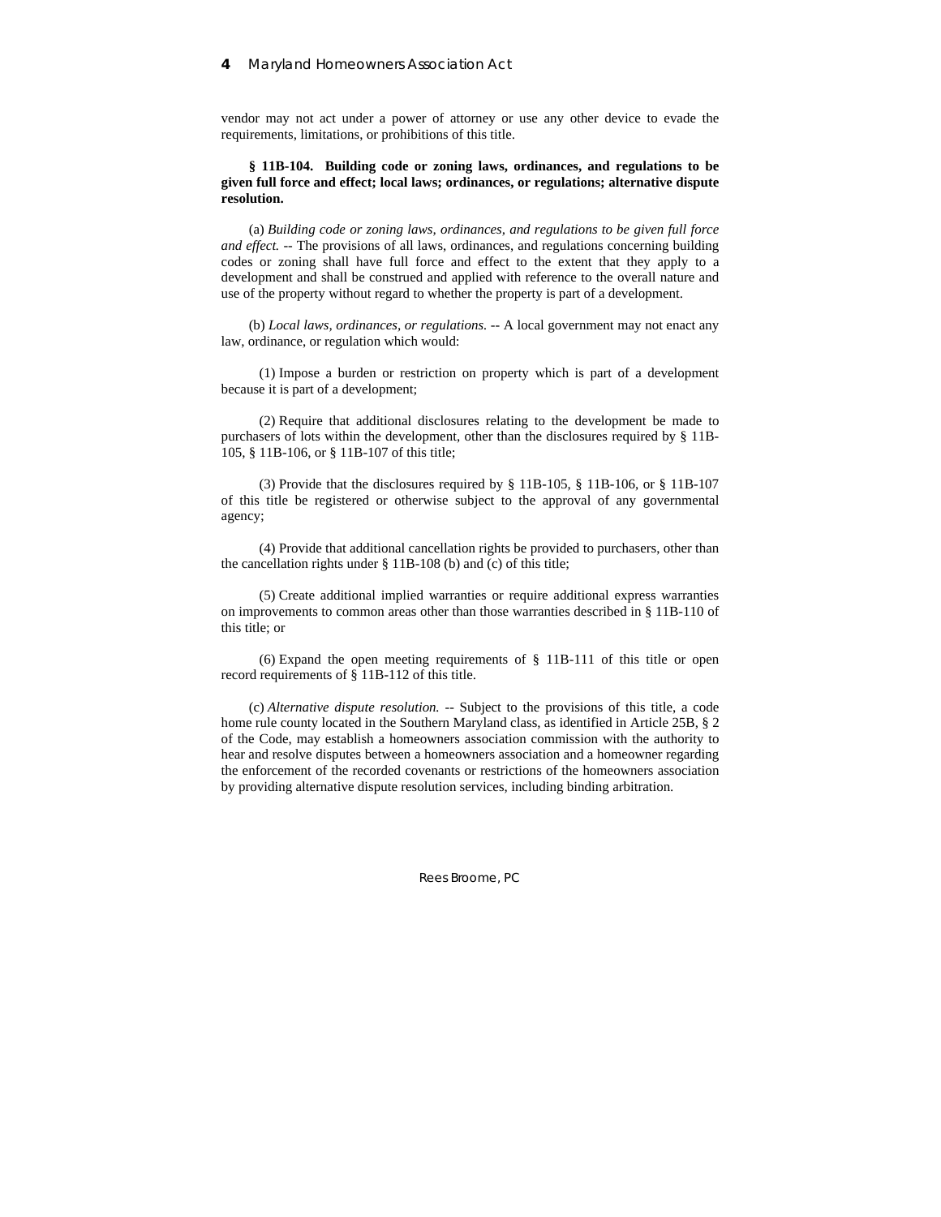vendor may not act under a power of attorney or use any other device to evade the requirements, limitations, or prohibitions of this title.

**§ 11B-104. Building code or zoning laws, ordinances, and regulations to be given full force and effect; local laws; ordinances, or regulations; alternative dispute resolution.**

(a) *Building code or zoning laws, ordinances, and regulations to be given full force and effect.* -- The provisions of all laws, ordinances, and regulations concerning building codes or zoning shall have full force and effect to the extent that they apply to a development and shall be construed and applied with reference to the overall nature and use of the property without regard to whether the property is part of a development.

(b) *Local laws, ordinances, or regulations.* -- A local government may not enact any law, ordinance, or regulation which would:

(1) Impose a burden or restriction on property which is part of a development because it is part of a development;

(2) Require that additional disclosures relating to the development be made to purchasers of lots within the development, other than the disclosures required by § 11B-105, § 11B-106, or § 11B-107 of this title;

(3) Provide that the disclosures required by § 11B-105, § 11B-106, or § 11B-107 of this title be registered or otherwise subject to the approval of any governmental agency;

(4) Provide that additional cancellation rights be provided to purchasers, other than the cancellation rights under § 11B-108 (b) and (c) of this title;

(5) Create additional implied warranties or require additional express warranties on improvements to common areas other than those warranties described in § 11B-110 of this title; or

(6) Expand the open meeting requirements of § 11B-111 of this title or open record requirements of § 11B-112 of this title.

(c) *Alternative dispute resolution.* -- Subject to the provisions of this title, a code home rule county located in the Southern Maryland class, as identified in Article 25B, § 2 of the Code, may establish a homeowners association commission with the authority to hear and resolve disputes between a homeowners association and a homeowner regarding the enforcement of the recorded covenants or restrictions of the homeowners association by providing alternative dispute resolution services, including binding arbitration.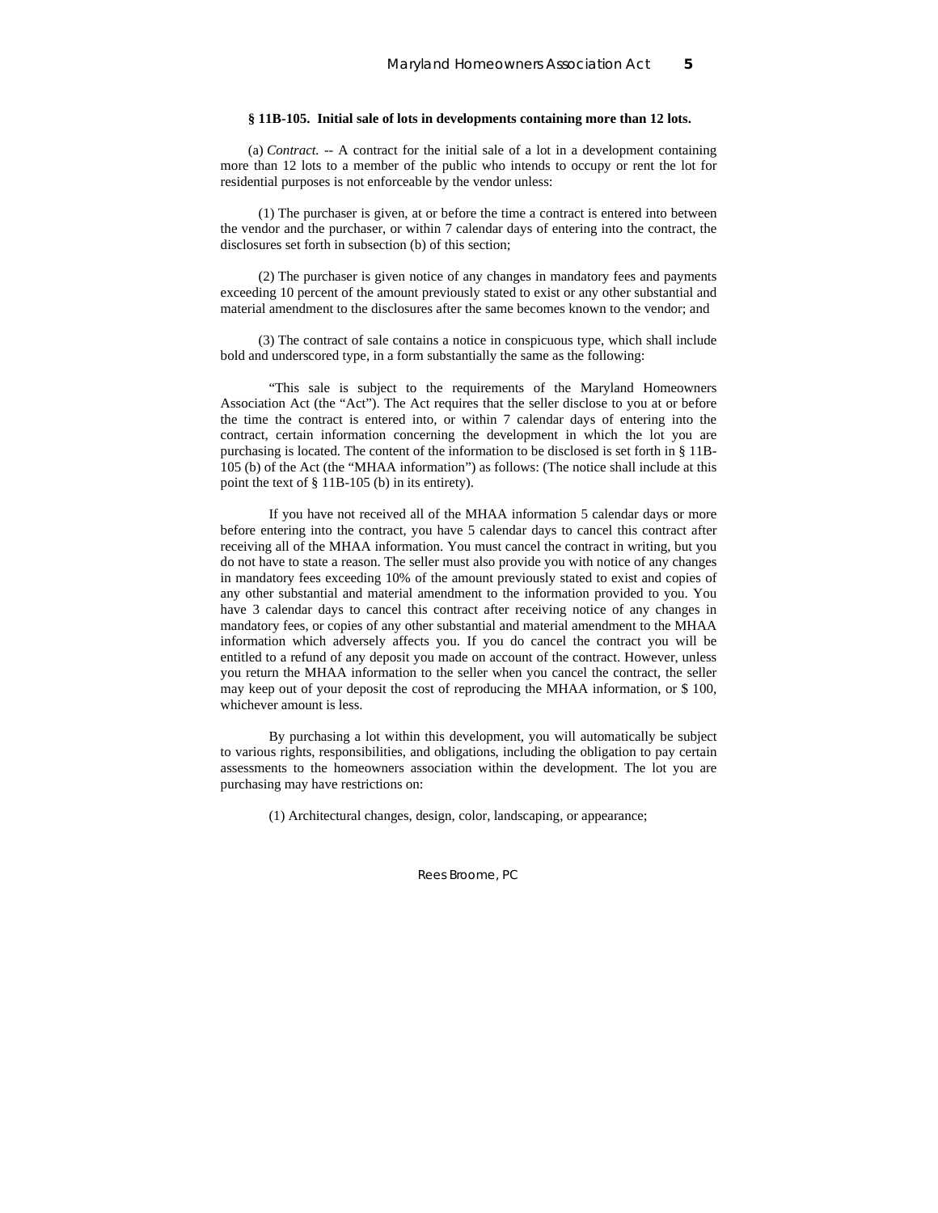**§ 11B-105. Initial sale of lots in developments containing more than 12 lots.**

(a) *Contract.* -- A contract for the initial sale of a lot in a development containing more than 12 lots to a member of the public who intends to occupy or rent the lot for residential purposes is not enforceable by the vendor unless:

(1) The purchaser is given, at or before the time a contract is entered into between the vendor and the purchaser, or within 7 calendar days of entering into the contract, the disclosures set forth in subsection (b) of this section;

(2) The purchaser is given notice of any changes in mandatory fees and payments exceeding 10 percent of the amount previously stated to exist or any other substantial and material amendment to the disclosures after the same becomes known to the vendor; and

(3) The contract of sale contains a notice in conspicuous type, which shall include bold and underscored type, in a form substantially the same as the following:

"This sale is subject to the requirements of the Maryland Homeowners Association Act (the "Act"). The Act requires that the seller disclose to you at or before the time the contract is entered into, or within 7 calendar days of entering into the contract, certain information concerning the development in which the lot you are purchasing is located. The content of the information to be disclosed is set forth in § 11B-105 (b) of the Act (the "MHAA information") as follows: (The notice shall include at this point the text of § 11B-105 (b) in its entirety).

If you have not received all of the MHAA information 5 calendar days or more before entering into the contract, you have 5 calendar days to cancel this contract after receiving all of the MHAA information. You must cancel the contract in writing, but you do not have to state a reason. The seller must also provide you with notice of any changes in mandatory fees exceeding 10% of the amount previously stated to exist and copies of any other substantial and material amendment to the information provided to you. You have 3 calendar days to cancel this contract after receiving notice of any changes in mandatory fees, or copies of any other substantial and material amendment to the MHAA information which adversely affects you. If you do cancel the contract you will be entitled to a refund of any deposit you made on account of the contract. However, unless you return the MHAA information to the seller when you cancel the contract, the seller may keep out of your deposit the cost of reproducing the MHAA information, or $ 100, whichever amount is less.

By purchasing a lot within this development, you will automatically be subject to various rights, responsibilities, and obligations, including the obligation to pay certain assessments to the homeowners association within the development. The lot you are purchasing may have restrictions on:

(1) Architectural changes, design, color, landscaping, or appearance;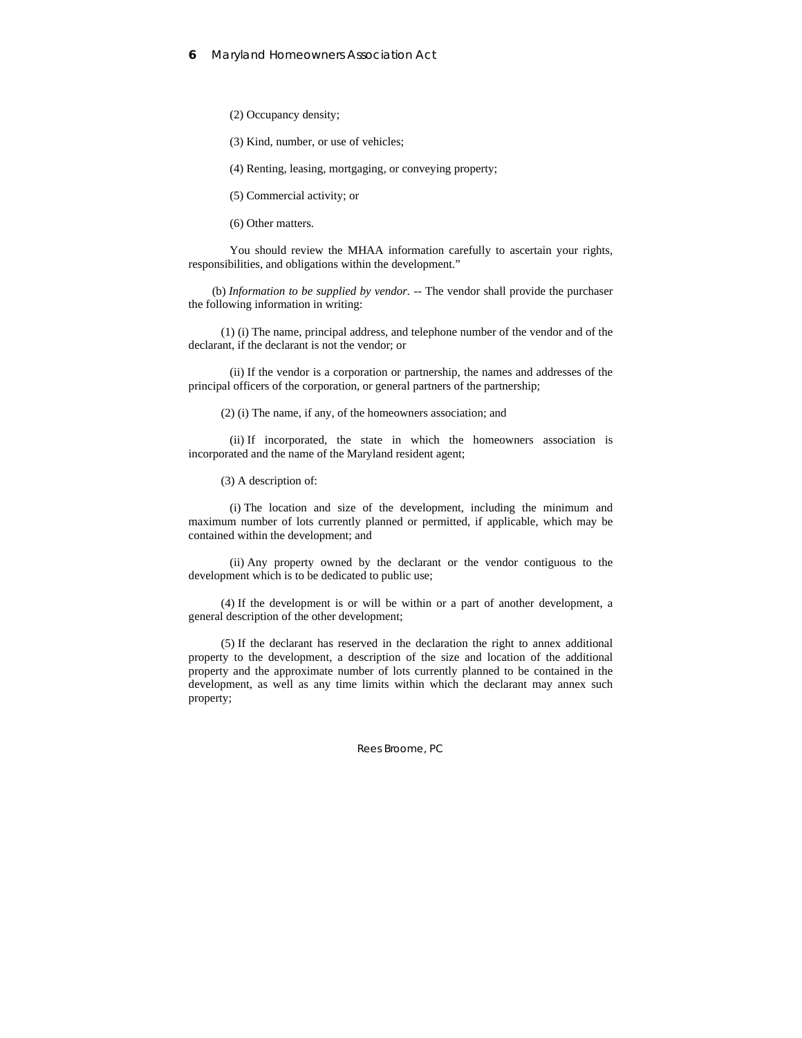(2) Occupancy density;

(3) Kind, number, or use of vehicles;

(4) Renting, leasing, mortgaging, or conveying property;

(5) Commercial activity; or

(6) Other matters.

You should review the MHAA information carefully to ascertain your rights, responsibilities, and obligations within the development."

(b) *Information to be supplied by vendor.* -- The vendor shall provide the purchaser the following information in writing:

(1) (i) The name, principal address, and telephone number of the vendor and of the declarant, if the declarant is not the vendor; or

(ii) If the vendor is a corporation or partnership, the names and addresses of the principal officers of the corporation, or general partners of the partnership;

(2) (i) The name, if any, of the homeowners association; and

(ii) If incorporated, the state in which the homeowners association is incorporated and the name of the Maryland resident agent;

(3) A description of:

(i) The location and size of the development, including the minimum and maximum number of lots currently planned or permitted, if applicable, which may be contained within the development; and

(ii) Any property owned by the declarant or the vendor contiguous to the development which is to be dedicated to public use;

(4) If the development is or will be within or a part of another development, a general description of the other development;

(5) If the declarant has reserved in the declaration the right to annex additional property to the development, a description of the size and location of the additional property and the approximate number of lots currently planned to be contained in the development, as well as any time limits within which the declarant may annex such property;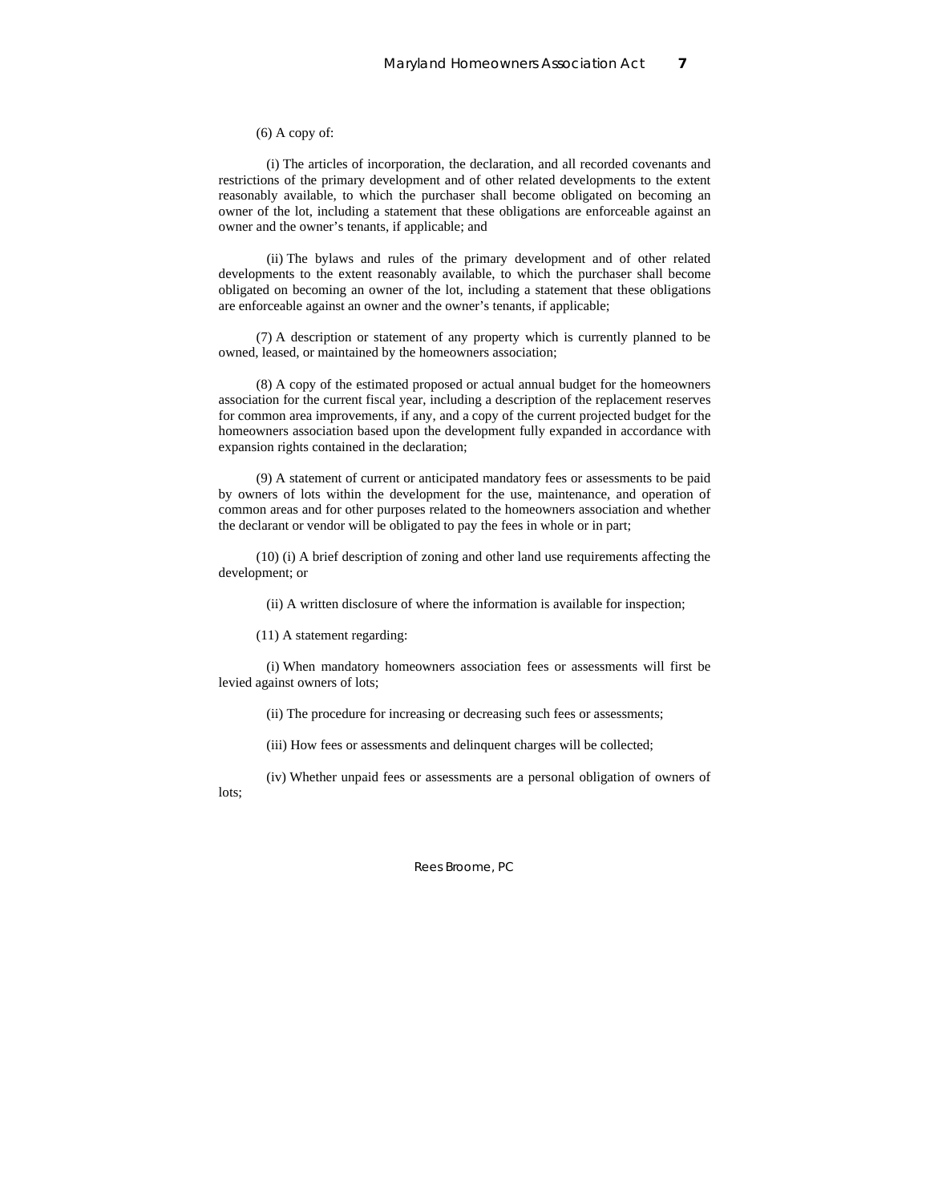(6) A copy of:

(i) The articles of incorporation, the declaration, and all recorded covenants and restrictions of the primary development and of other related developments to the extent reasonably available, to which the purchaser shall become obligated on becoming an owner of the lot, including a statement that these obligations are enforceable against an owner and the owner's tenants, if applicable; and

(ii) The bylaws and rules of the primary development and of other related developments to the extent reasonably available, to which the purchaser shall become obligated on becoming an owner of the lot, including a statement that these obligations are enforceable against an owner and the owner's tenants, if applicable;

(7) A description or statement of any property which is currently planned to be owned, leased, or maintained by the homeowners association;

(8) A copy of the estimated proposed or actual annual budget for the homeowners association for the current fiscal year, including a description of the replacement reserves for common area improvements, if any, and a copy of the current projected budget for the homeowners association based upon the development fully expanded in accordance with expansion rights contained in the declaration;

(9) A statement of current or anticipated mandatory fees or assessments to be paid by owners of lots within the development for the use, maintenance, and operation of common areas and for other purposes related to the homeowners association and whether the declarant or vendor will be obligated to pay the fees in whole or in part;

(10) (i) A brief description of zoning and other land use requirements affecting the development; or

(ii) A written disclosure of where the information is available for inspection;

(11) A statement regarding:

(i) When mandatory homeowners association fees or assessments will first be levied against owners of lots;

(ii) The procedure for increasing or decreasing such fees or assessments;

(iii) How fees or assessments and delinquent charges will be collected;

(iv) Whether unpaid fees or assessments are a personal obligation of owners of lots;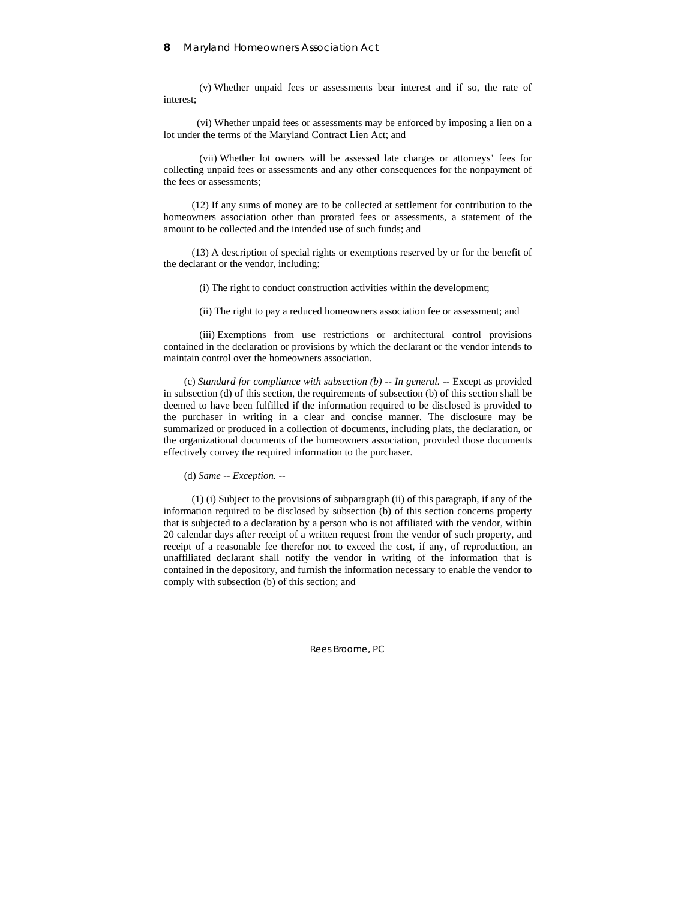(v) Whether unpaid fees or assessments bear interest and if so, the rate of interest;

(vi) Whether unpaid fees or assessments may be enforced by imposing a lien on a lot under the terms of the Maryland Contract Lien Act; and

(vii) Whether lot owners will be assessed late charges or attorneys' fees for collecting unpaid fees or assessments and any other consequences for the nonpayment of the fees or assessments;

(12) If any sums of money are to be collected at settlement for contribution to the homeowners association other than prorated fees or assessments, a statement of the amount to be collected and the intended use of such funds; and

(13) A description of special rights or exemptions reserved by or for the benefit of the declarant or the vendor, including:

(i) The right to conduct construction activities within the development;

(ii) The right to pay a reduced homeowners association fee or assessment; and

(iii) Exemptions from use restrictions or architectural control provisions contained in the declaration or provisions by which the declarant or the vendor intends to maintain control over the homeowners association.

(c) *Standard for compliance with subsection (b) -- In general.* -- Except as provided in subsection (d) of this section, the requirements of subsection (b) of this section shall be deemed to have been fulfilled if the information required to be disclosed is provided to the purchaser in writing in a clear and concise manner. The disclosure may be summarized or produced in a collection of documents, including plats, the declaration, or the organizational documents of the homeowners association, provided those documents effectively convey the required information to the purchaser.

(d) *Same -- Exception.* --

(1) (i) Subject to the provisions of subparagraph (ii) of this paragraph, if any of the information required to be disclosed by subsection (b) of this section concerns property that is subjected to a declaration by a person who is not affiliated with the vendor, within 20 calendar days after receipt of a written request from the vendor of such property, and receipt of a reasonable fee therefor not to exceed the cost, if any, of reproduction, an unaffiliated declarant shall notify the vendor in writing of the information that is contained in the depository, and furnish the information necessary to enable the vendor to comply with subsection (b) of this section; and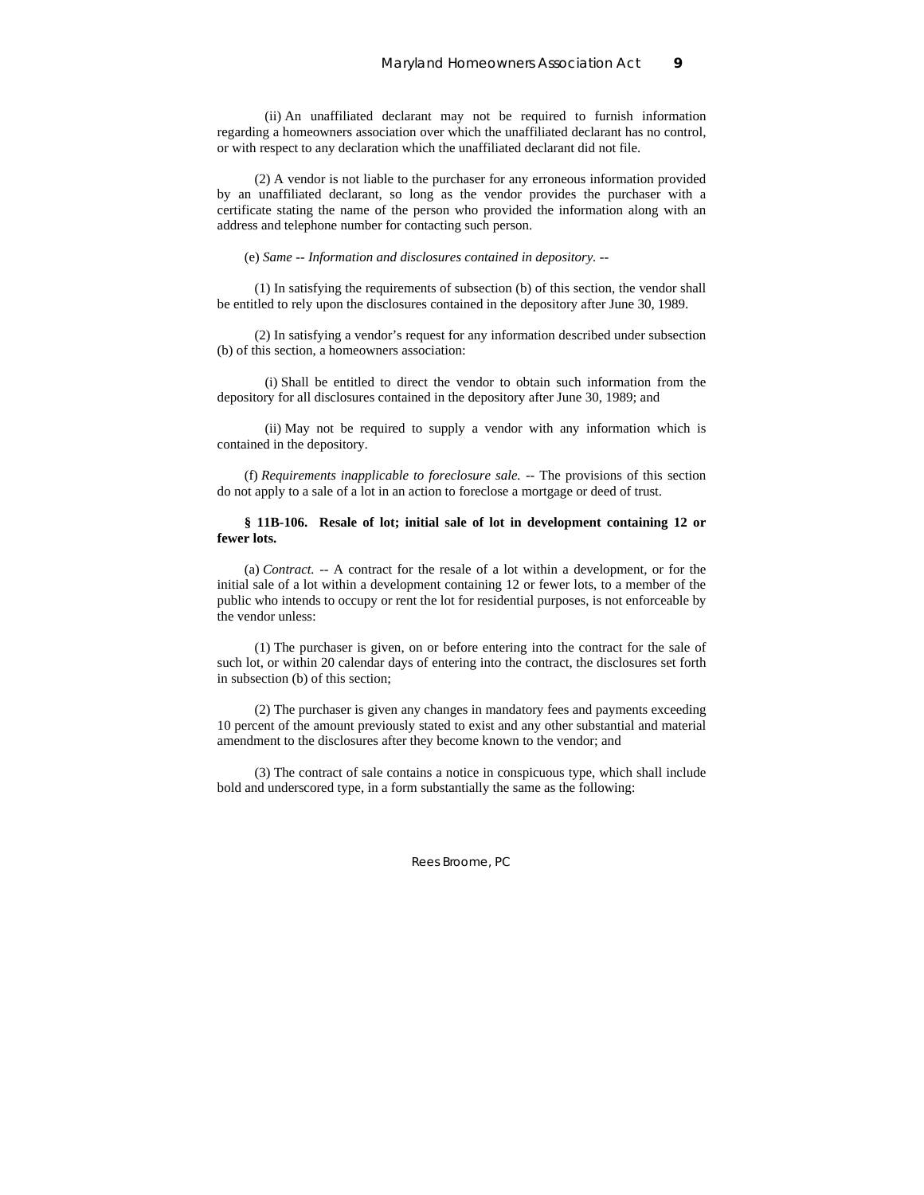(ii) An unaffiliated declarant may not be required to furnish information regarding a homeowners association over which the unaffiliated declarant has no control, or with respect to any declaration which the unaffiliated declarant did not file.

(2) A vendor is not liable to the purchaser for any erroneous information provided by an unaffiliated declarant, so long as the vendor provides the purchaser with a certificate stating the name of the person who provided the information along with an address and telephone number for contacting such person.

(e) *Same -- Information and disclosures contained in depository.* --

(1) In satisfying the requirements of subsection (b) of this section, the vendor shall be entitled to rely upon the disclosures contained in the depository after June 30, 1989.

(2) In satisfying a vendor's request for any information described under subsection (b) of this section, a homeowners association:

(i) Shall be entitled to direct the vendor to obtain such information from the depository for all disclosures contained in the depository after June 30, 1989; and

(ii) May not be required to supply a vendor with any information which is contained in the depository.

(f) *Requirements inapplicable to foreclosure sale.* -- The provisions of this section do not apply to a sale of a lot in an action to foreclose a mortgage or deed of trust.

**§ 11B-106. Resale of lot; initial sale of lot in development containing 12 or fewer lots.**

(a) *Contract.* -- A contract for the resale of a lot within a development, or for the initial sale of a lot within a development containing 12 or fewer lots, to a member of the public who intends to occupy or rent the lot for residential purposes, is not enforceable by the vendor unless:

(1) The purchaser is given, on or before entering into the contract for the sale of such lot, or within 20 calendar days of entering into the contract, the disclosures set forth in subsection (b) of this section;

(2) The purchaser is given any changes in mandatory fees and payments exceeding 10 percent of the amount previously stated to exist and any other substantial and material amendment to the disclosures after they become known to the vendor; and

(3) The contract of sale contains a notice in conspicuous type, which shall include bold and underscored type, in a form substantially the same as the following: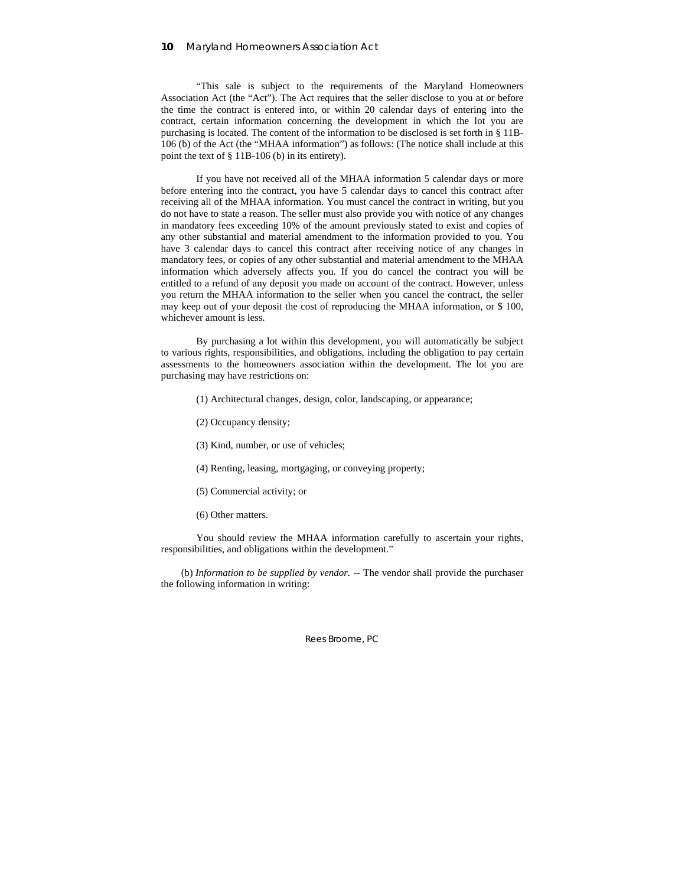"This sale is subject to the requirements of the Maryland Homeowners Association Act (the "Act"). The Act requires that the seller disclose to you at or before the time the contract is entered into, or within 20 calendar days of entering into the contract, certain information concerning the development in which the lot you are purchasing is located. The content of the information to be disclosed is set forth in § 11B-106 (b) of the Act (the "MHAA information") as follows: (The notice shall include at this point the text of § 11B-106 (b) in its entirety).

If you have not received all of the MHAA information 5 calendar days or more before entering into the contract, you have 5 calendar days to cancel this contract after receiving all of the MHAA information. You must cancel the contract in writing, but you do not have to state a reason. The seller must also provide you with notice of any changes in mandatory fees exceeding 10% of the amount previously stated to exist and copies of any other substantial and material amendment to the information provided to you. You have 3 calendar days to cancel this contract after receiving notice of any changes in mandatory fees, or copies of any other substantial and material amendment to the MHAA information which adversely affects you. If you do cancel the contract you will be entitled to a refund of any deposit you made on account of the contract. However, unless you return the MHAA information to the seller when you cancel the contract, the seller may keep out of your deposit the cost of reproducing the MHAA information, or $ 100, whichever amount is less.

By purchasing a lot within this development, you will automatically be subject to various rights, responsibilities, and obligations, including the obligation to pay certain assessments to the homeowners association within the development. The lot you are purchasing may have restrictions on:

(1) Architectural changes, design, color, landscaping, or appearance;

(2) Occupancy density;

(3) Kind, number, or use of vehicles;

(4) Renting, leasing, mortgaging, or conveying property;

(5) Commercial activity; or

(6) Other matters.

You should review the MHAA information carefully to ascertain your rights, responsibilities, and obligations within the development."

(b) *Information to be supplied by vendor.* -- The vendor shall provide the purchaser the following information in writing: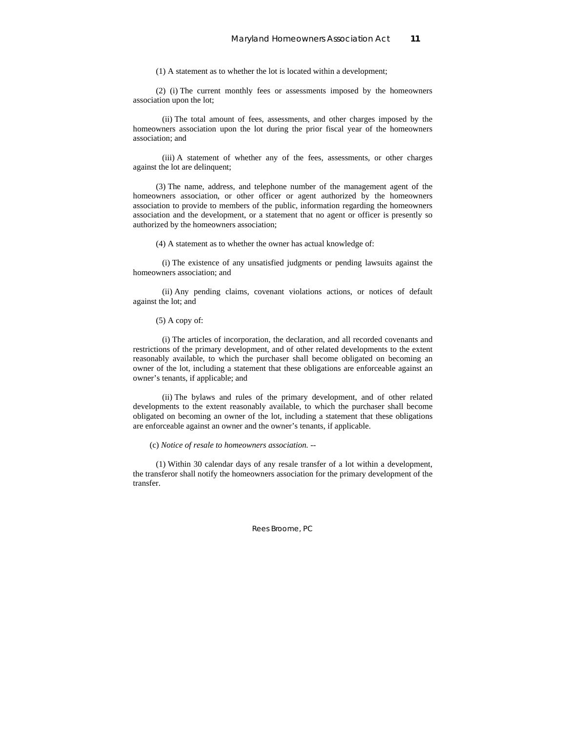(1) A statement as to whether the lot is located within a development;

(2) (i) The current monthly fees or assessments imposed by the homeowners association upon the lot;

(ii) The total amount of fees, assessments, and other charges imposed by the homeowners association upon the lot during the prior fiscal year of the homeowners association; and

(iii) A statement of whether any of the fees, assessments, or other charges against the lot are delinquent;

(3) The name, address, and telephone number of the management agent of the homeowners association, or other officer or agent authorized by the homeowners association to provide to members of the public, information regarding the homeowners association and the development, or a statement that no agent or officer is presently so authorized by the homeowners association;

(4) A statement as to whether the owner has actual knowledge of:

(i) The existence of any unsatisfied judgments or pending lawsuits against the homeowners association; and

(ii) Any pending claims, covenant violations actions, or notices of default against the lot; and

(5) A copy of:

(i) The articles of incorporation, the declaration, and all recorded covenants and restrictions of the primary development, and of other related developments to the extent reasonably available, to which the purchaser shall become obligated on becoming an owner of the lot, including a statement that these obligations are enforceable against an owner's tenants, if applicable; and

(ii) The bylaws and rules of the primary development, and of other related developments to the extent reasonably available, to which the purchaser shall become obligated on becoming an owner of the lot, including a statement that these obligations are enforceable against an owner and the owner's tenants, if applicable.

(c) *Notice of resale to homeowners association.* --

(1) Within 30 calendar days of any resale transfer of a lot within a development, the transferor shall notify the homeowners association for the primary development of the transfer.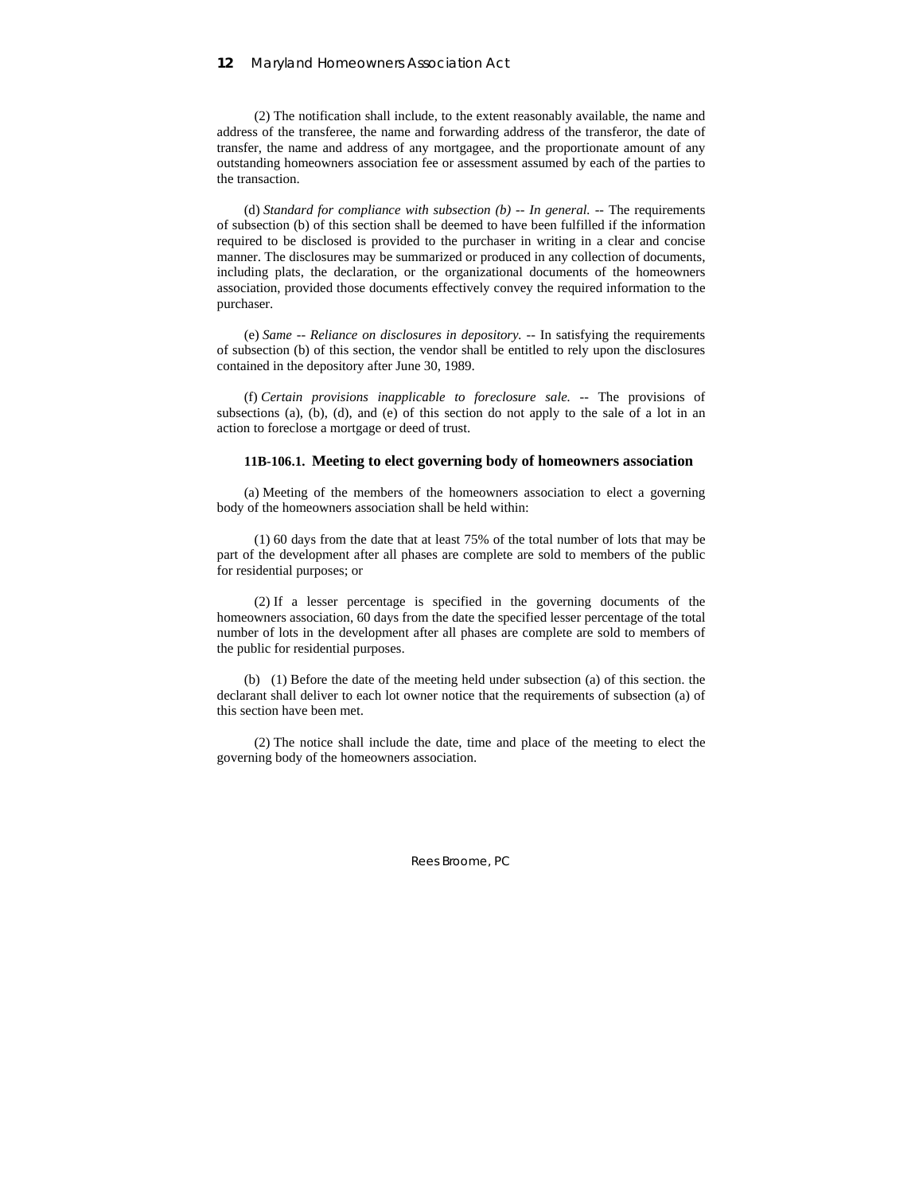(2) The notification shall include, to the extent reasonably available, the name and address of the transferee, the name and forwarding address of the transferor, the date of transfer, the name and address of any mortgagee, and the proportionate amount of any outstanding homeowners association fee or assessment assumed by each of the parties to the transaction.

(d) *Standard for compliance with subsection (b) -- In general.* -- The requirements of subsection (b) of this section shall be deemed to have been fulfilled if the information required to be disclosed is provided to the purchaser in writing in a clear and concise manner. The disclosures may be summarized or produced in any collection of documents, including plats, the declaration, or the organizational documents of the homeowners association, provided those documents effectively convey the required information to the purchaser.

(e) *Same -- Reliance on disclosures in depository.* -- In satisfying the requirements of subsection (b) of this section, the vendor shall be entitled to rely upon the disclosures contained in the depository after June 30, 1989.

(f) *Certain provisions inapplicable to foreclosure sale.* -- The provisions of subsections (a), (b), (d), and (e) of this section do not apply to the sale of a lot in an action to foreclose a mortgage or deed of trust.

### 11B-106.1. Meeting to elect governing body of homeowners association

(a) Meeting of the members of the homeowners association to elect a governing body of the homeowners association shall be held within:

(1) 60 days from the date that at least 75% of the total number of lots that may be part of the development after all phases are complete are sold to members of the public for residential purposes; or

(2) If a lesser percentage is specified in the governing documents of the homeowners association, 60 days from the date the specified lesser percentage of the total number of lots in the development after all phases are complete are sold to members of the public for residential purposes.

(b) (1) Before the date of the meeting held under subsection (a) of this section. the declarant shall deliver to each lot owner notice that the requirements of subsection (a) of this section have been met.

(2) The notice shall include the date, time and place of the meeting to elect the governing body of the homeowners association.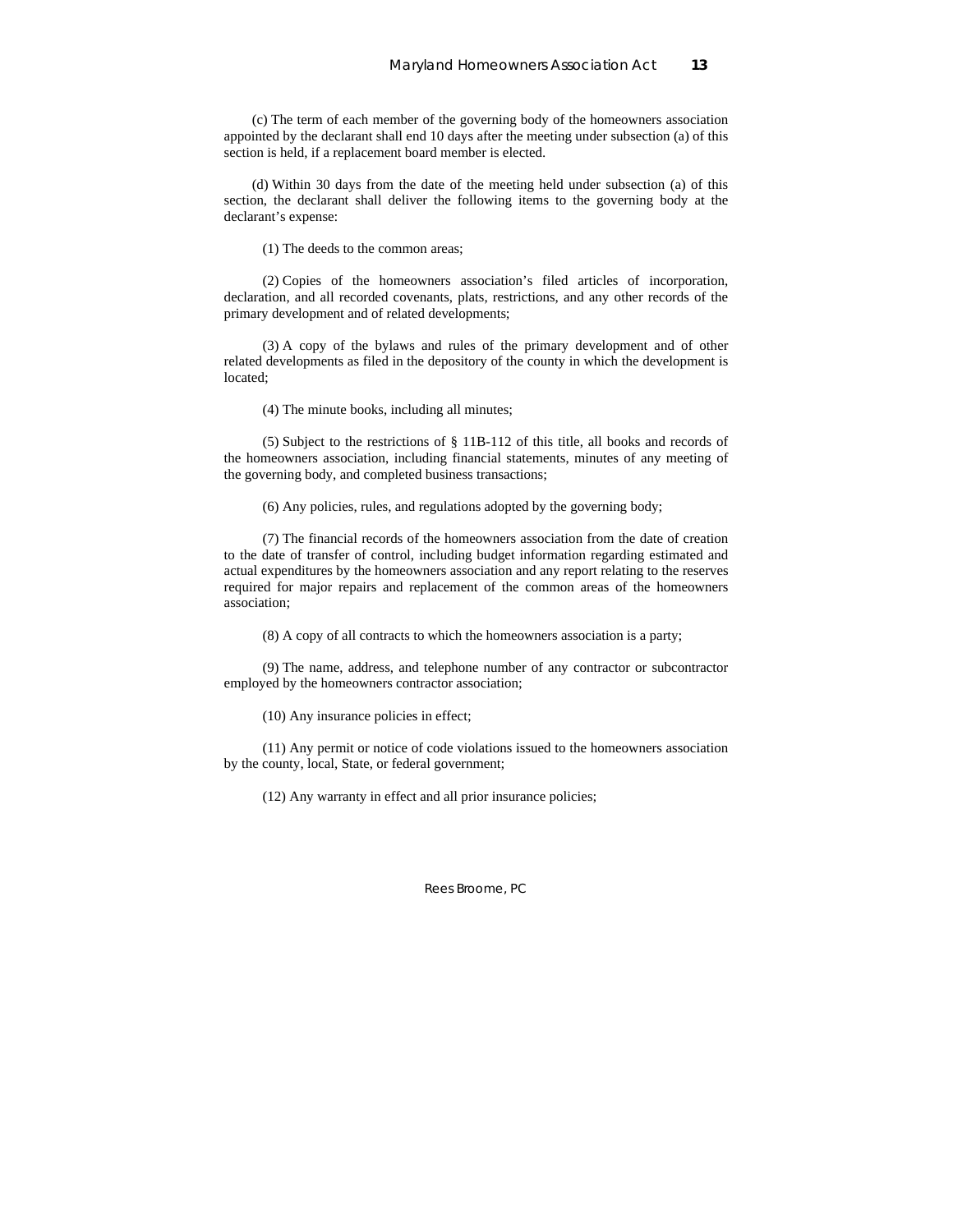(c) The term of each member of the governing body of the homeowners association appointed by the declarant shall end 10 days after the meeting under subsection (a) of this section is held, if a replacement board member is elected.

(d) Within 30 days from the date of the meeting held under subsection (a) of this section, the declarant shall deliver the following items to the governing body at the declarant's expense:

(1) The deeds to the common areas;

(2) Copies of the homeowners association's filed articles of incorporation, declaration, and all recorded covenants, plats, restrictions, and any other records of the primary development and of related developments;

(3) A copy of the bylaws and rules of the primary development and of other related developments as filed in the depository of the county in which the development is located;

(4) The minute books, including all minutes;

(5) Subject to the restrictions of § 11B-112 of this title, all books and records of the homeowners association, including financial statements, minutes of any meeting of the governing body, and completed business transactions;

(6) Any policies, rules, and regulations adopted by the governing body;

(7) The financial records of the homeowners association from the date of creation to the date of transfer of control, including budget information regarding estimated and actual expenditures by the homeowners association and any report relating to the reserves required for major repairs and replacement of the common areas of the homeowners association;

(8) A copy of all contracts to which the homeowners association is a party;

(9) The name, address, and telephone number of any contractor or subcontractor employed by the homeowners contractor association;

(10) Any insurance policies in effect;

(11) Any permit or notice of code violations issued to the homeowners association by the county, local, State, or federal government;

(12) Any warranty in effect and all prior insurance policies;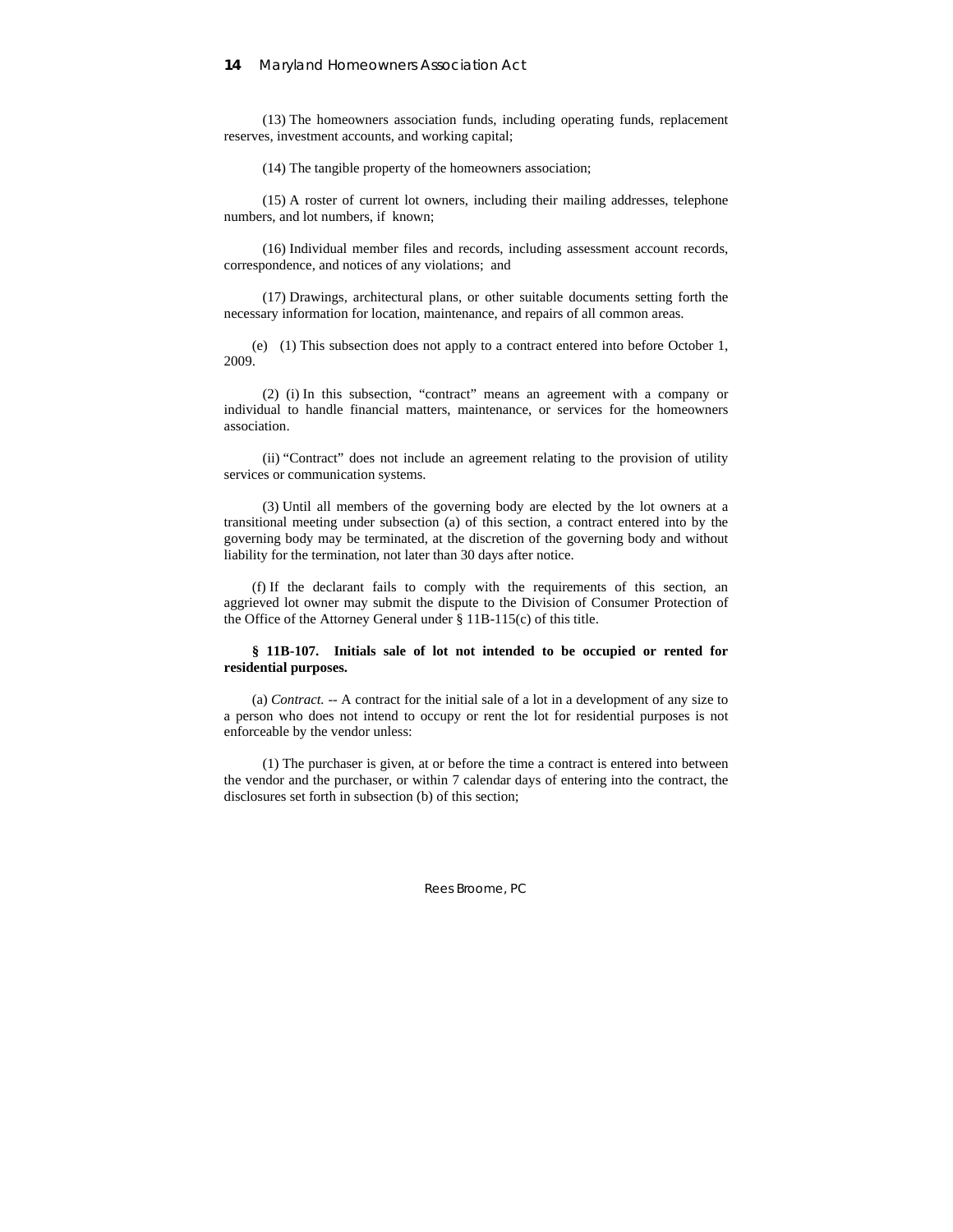(13) The homeowners association funds, including operating funds, replacement reserves, investment accounts, and working capital;

(14) The tangible property of the homeowners association;

(15) A roster of current lot owners, including their mailing addresses, telephone numbers, and lot numbers, if known;

(16) Individual member files and records, including assessment account records, correspondence, and notices of any violations; and

(17) Drawings, architectural plans, or other suitable documents setting forth the necessary information for location, maintenance, and repairs of all common areas.

(e) (1) This subsection does not apply to a contract entered into before October 1, 2009.

(2) (i) In this subsection, "contract" means an agreement with a company or individual to handle financial matters, maintenance, or services for the homeowners association.

(ii) "Contract" does not include an agreement relating to the provision of utility services or communication systems.

(3) Until all members of the governing body are elected by the lot owners at a transitional meeting under subsection (a) of this section, a contract entered into by the governing body may be terminated, at the discretion of the governing body and without liability for the termination, not later than 30 days after notice.

(f) If the declarant fails to comply with the requirements of this section, an aggrieved lot owner may submit the dispute to the Division of Consumer Protection of the Office of the Attorney General under § 11B-115(c) of this title.

**§ 11B-107. Initials sale of lot not intended to be occupied or rented for residential purposes.**

(a) *Contract.* -- A contract for the initial sale of a lot in a development of any size to a person who does not intend to occupy or rent the lot for residential purposes is not enforceable by the vendor unless:

(1) The purchaser is given, at or before the time a contract is entered into between the vendor and the purchaser, or within 7 calendar days of entering into the contract, the disclosures set forth in subsection (b) of this section;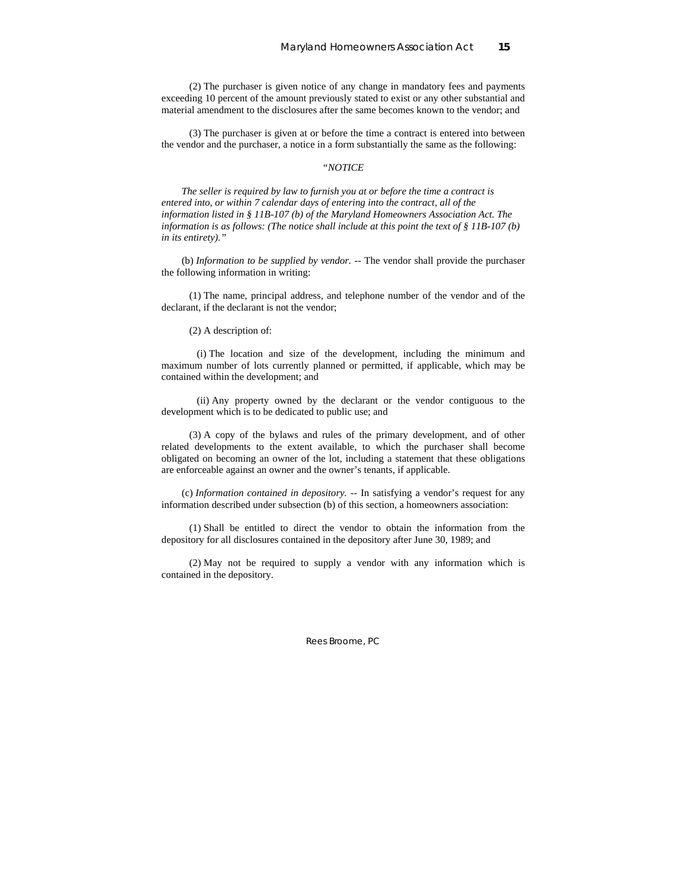(2) The purchaser is given notice of any change in mandatory fees and payments exceeding 10 percent of the amount previously stated to exist or any other substantial and material amendment to the disclosures after the same becomes known to the vendor; and

(3) The purchaser is given at or before the time a contract is entered into between the vendor and the purchaser, a notice in a form substantially the same as the following:

*"NOTICE*

*The seller is required by law to furnish you at or before the time a contract is entered into, or within 7 calendar days of entering into the contract, all of the information listed in § 11B-107 (b) of the Maryland Homeowners Association Act. The information is as follows: (The notice shall include at this point the text of § 11B-107 (b) in its entirety)."*

(b) *Information to be supplied by vendor.* -- The vendor shall provide the purchaser the following information in writing:

(1) The name, principal address, and telephone number of the vendor and of the declarant, if the declarant is not the vendor;

(2) A description of:

(i) The location and size of the development, including the minimum and maximum number of lots currently planned or permitted, if applicable, which may be contained within the development; and

(ii) Any property owned by the declarant or the vendor contiguous to the development which is to be dedicated to public use; and

(3) A copy of the bylaws and rules of the primary development, and of other related developments to the extent available, to which the purchaser shall become obligated on becoming an owner of the lot, including a statement that these obligations are enforceable against an owner and the owner's tenants, if applicable.

(c) *Information contained in depository.* -- In satisfying a vendor's request for any information described under subsection (b) of this section, a homeowners association:

(1) Shall be entitled to direct the vendor to obtain the information from the depository for all disclosures contained in the depository after June 30, 1989; and

(2) May not be required to supply a vendor with any information which is contained in the depository.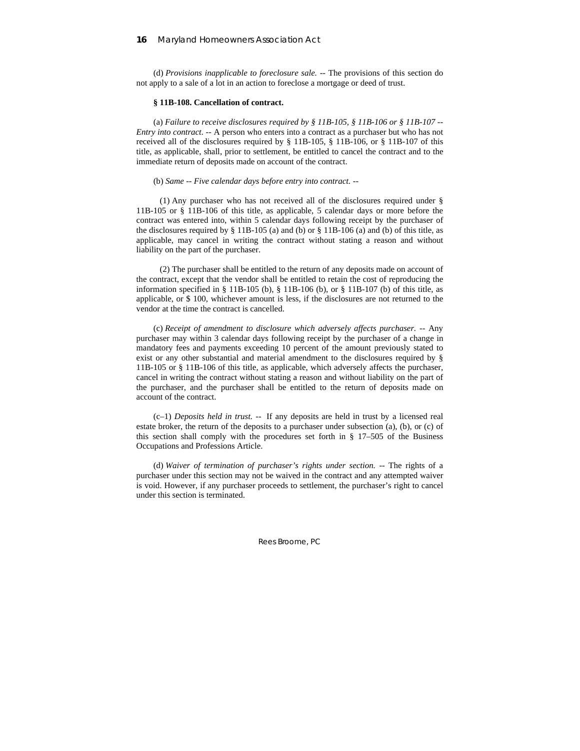(d) *Provisions inapplicable to foreclosure sale.* -- The provisions of this section do not apply to a sale of a lot in an action to foreclose a mortgage or deed of trust.

**§ 11B-108. Cancellation of contract.**

(a) *Failure to receive disclosures required by § 11B-105, § 11B-106 or § 11B-107 -- Entry into contract.* -- A person who enters into a contract as a purchaser but who has not received all of the disclosures required by § 11B-105, § 11B-106, or § 11B-107 of this title, as applicable, shall, prior to settlement, be entitled to cancel the contract and to the immediate return of deposits made on account of the contract.

(b) *Same -- Five calendar days before entry into contract.* --

(1) Any purchaser who has not received all of the disclosures required under § 11B-105 or § 11B-106 of this title, as applicable, 5 calendar days or more before the contract was entered into, within 5 calendar days following receipt by the purchaser of the disclosures required by § 11B-105 (a) and (b) or § 11B-106 (a) and (b) of this title, as applicable, may cancel in writing the contract without stating a reason and without liability on the part of the purchaser.

(2) The purchaser shall be entitled to the return of any deposits made on account of the contract, except that the vendor shall be entitled to retain the cost of reproducing the information specified in § 11B-105 (b), § 11B-106 (b), or § 11B-107 (b) of this title, as applicable, or $ 100, whichever amount is less, if the disclosures are not returned to the vendor at the time the contract is cancelled.

(c) *Receipt of amendment to disclosure which adversely affects purchaser.* -- Any purchaser may within 3 calendar days following receipt by the purchaser of a change in mandatory fees and payments exceeding 10 percent of the amount previously stated to exist or any other substantial and material amendment to the disclosures required by § 11B-105 or § 11B-106 of this title, as applicable, which adversely affects the purchaser, cancel in writing the contract without stating a reason and without liability on the part of the purchaser, and the purchaser shall be entitled to the return of deposits made on account of the contract.

(c–1) *Deposits held in trust.* -- If any deposits are held in trust by a licensed real estate broker, the return of the deposits to a purchaser under subsection (a), (b), or (c) of this section shall comply with the procedures set forth in § 17–505 of the Business Occupations and Professions Article.

(d) *Waiver of termination of purchaser's rights under section.* -- The rights of a purchaser under this section may not be waived in the contract and any attempted waiver is void. However, if any purchaser proceeds to settlement, the purchaser's right to cancel under this section is terminated.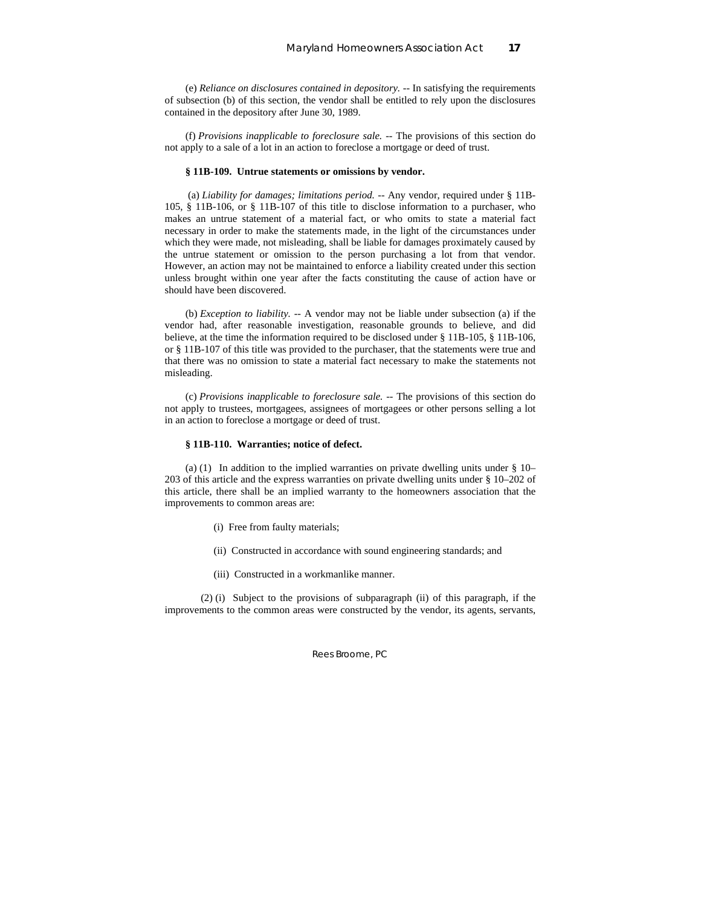(e) *Reliance on disclosures contained in depository.* -- In satisfying the requirements of subsection (b) of this section, the vendor shall be entitled to rely upon the disclosures contained in the depository after June 30, 1989.

(f) *Provisions inapplicable to foreclosure sale.* -- The provisions of this section do not apply to a sale of a lot in an action to foreclose a mortgage or deed of trust.

**§ 11B-109. Untrue statements or omissions by vendor.**

(a) *Liability for damages; limitations period.* -- Any vendor, required under § 11B-105, § 11B-106, or § 11B-107 of this title to disclose information to a purchaser, who makes an untrue statement of a material fact, or who omits to state a material fact necessary in order to make the statements made, in the light of the circumstances under which they were made, not misleading, shall be liable for damages proximately caused by the untrue statement or omission to the person purchasing a lot from that vendor. However, an action may not be maintained to enforce a liability created under this section unless brought within one year after the facts constituting the cause of action have or should have been discovered.

(b) *Exception to liability.* -- A vendor may not be liable under subsection (a) if the vendor had, after reasonable investigation, reasonable grounds to believe, and did believe, at the time the information required to be disclosed under § 11B-105, § 11B-106, or § 11B-107 of this title was provided to the purchaser, that the statements were true and that there was no omission to state a material fact necessary to make the statements not misleading.

(c) *Provisions inapplicable to foreclosure sale.* -- The provisions of this section do not apply to trustees, mortgagees, assignees of mortgagees or other persons selling a lot in an action to foreclose a mortgage or deed of trust.

**§ 11B-110. Warranties; notice of defect.**

(a) (1) In addition to the implied warranties on private dwelling units under § 10–203 of this article and the express warranties on private dwelling units under § 10–202 of this article, there shall be an implied warranty to the homeowners association that the improvements to common areas are:

(i) Free from faulty materials;

(ii) Constructed in accordance with sound engineering standards; and

(iii) Constructed in a workmanlike manner.

(2) (i) Subject to the provisions of subparagraph (ii) of this paragraph, if the improvements to the common areas were constructed by the vendor, its agents, servants,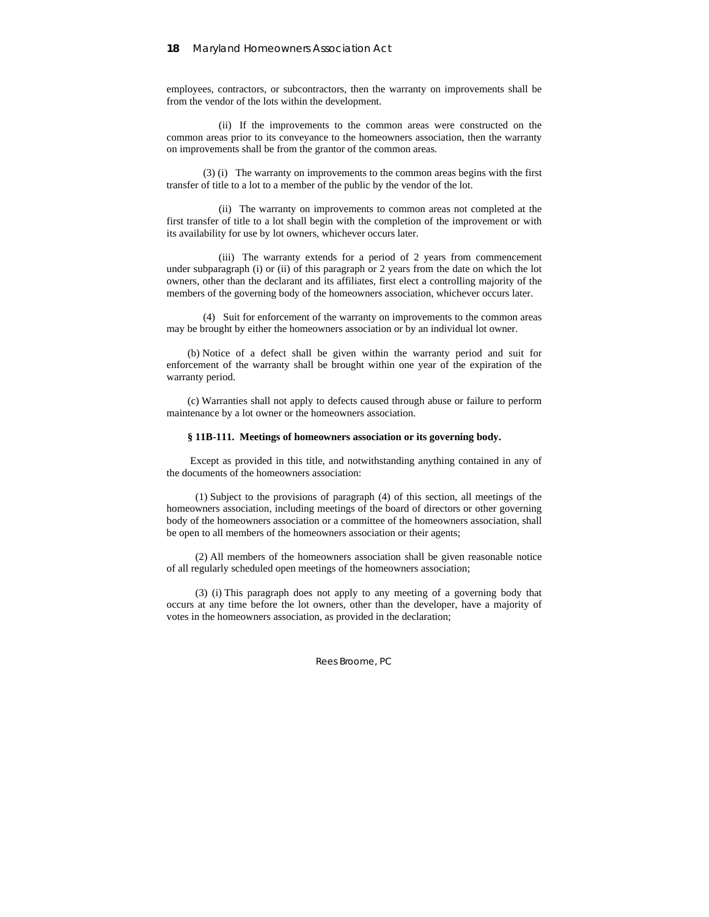employees, contractors, or subcontractors, then the warranty on improvements shall be from the vendor of the lots within the development.

(ii) If the improvements to the common areas were constructed on the common areas prior to its conveyance to the homeowners association, then the warranty on improvements shall be from the grantor of the common areas.

(3) (i) The warranty on improvements to the common areas begins with the first transfer of title to a lot to a member of the public by the vendor of the lot.

(ii) The warranty on improvements to common areas not completed at the first transfer of title to a lot shall begin with the completion of the improvement or with its availability for use by lot owners, whichever occurs later.

(iii) The warranty extends for a period of 2 years from commencement under subparagraph (i) or (ii) of this paragraph or 2 years from the date on which the lot owners, other than the declarant and its affiliates, first elect a controlling majority of the members of the governing body of the homeowners association, whichever occurs later.

(4) Suit for enforcement of the warranty on improvements to the common areas may be brought by either the homeowners association or by an individual lot owner.

(b) Notice of a defect shall be given within the warranty period and suit for enforcement of the warranty shall be brought within one year of the expiration of the warranty period.

(c) Warranties shall not apply to defects caused through abuse or failure to perform maintenance by a lot owner or the homeowners association.

**§ 11B-111. Meetings of homeowners association or its governing body.**

Except as provided in this title, and notwithstanding anything contained in any of the documents of the homeowners association:

(1) Subject to the provisions of paragraph (4) of this section, all meetings of the homeowners association, including meetings of the board of directors or other governing body of the homeowners association or a committee of the homeowners association, shall be open to all members of the homeowners association or their agents;

(2) All members of the homeowners association shall be given reasonable notice of all regularly scheduled open meetings of the homeowners association;

(3) (i) This paragraph does not apply to any meeting of a governing body that occurs at any time before the lot owners, other than the developer, have a majority of votes in the homeowners association, as provided in the declaration;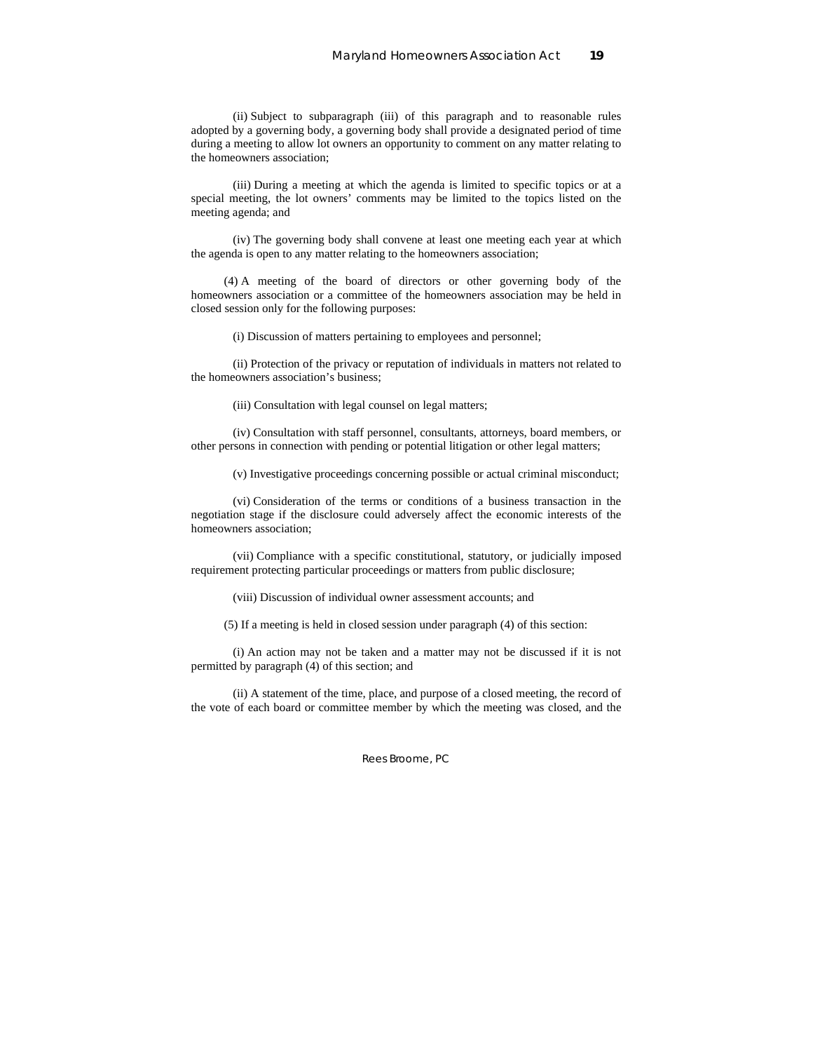(ii) Subject to subparagraph (iii) of this paragraph and to reasonable rules adopted by a governing body, a governing body shall provide a designated period of time during a meeting to allow lot owners an opportunity to comment on any matter relating to the homeowners association;

(iii) During a meeting at which the agenda is limited to specific topics or at a special meeting, the lot owners' comments may be limited to the topics listed on the meeting agenda; and

(iv) The governing body shall convene at least one meeting each year at which the agenda is open to any matter relating to the homeowners association;

(4) A meeting of the board of directors or other governing body of the homeowners association or a committee of the homeowners association may be held in closed session only for the following purposes:

(i) Discussion of matters pertaining to employees and personnel;

(ii) Protection of the privacy or reputation of individuals in matters not related to the homeowners association's business;

(iii) Consultation with legal counsel on legal matters;

(iv) Consultation with staff personnel, consultants, attorneys, board members, or other persons in connection with pending or potential litigation or other legal matters;

(v) Investigative proceedings concerning possible or actual criminal misconduct;

(vi) Consideration of the terms or conditions of a business transaction in the negotiation stage if the disclosure could adversely affect the economic interests of the homeowners association;

(vii) Compliance with a specific constitutional, statutory, or judicially imposed requirement protecting particular proceedings or matters from public disclosure;

(viii) Discussion of individual owner assessment accounts; and

(5) If a meeting is held in closed session under paragraph (4) of this section:

(i) An action may not be taken and a matter may not be discussed if it is not permitted by paragraph (4) of this section; and

(ii) A statement of the time, place, and purpose of a closed meeting, the record of the vote of each board or committee member by which the meeting was closed, and the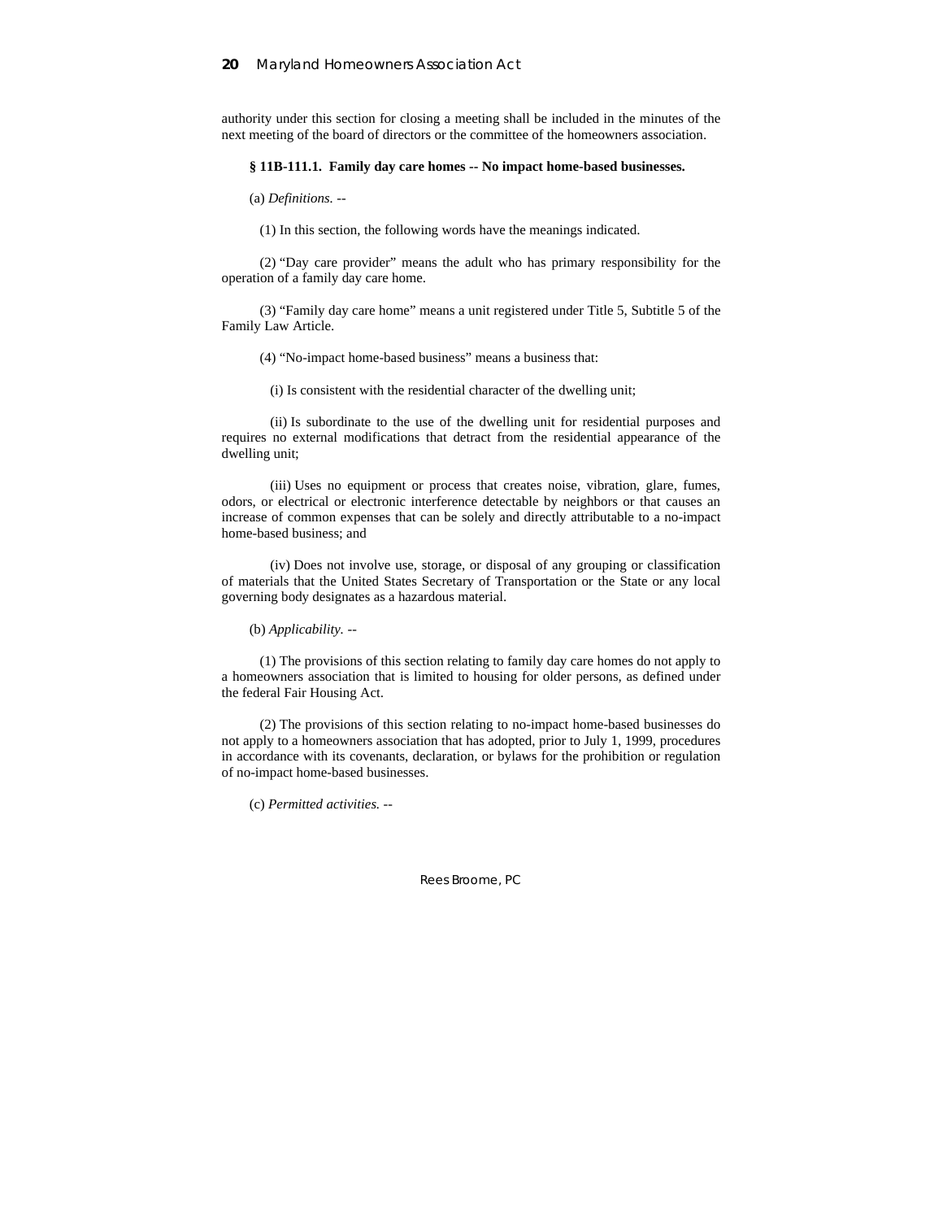authority under this section for closing a meeting shall be included in the minutes of the next meeting of the board of directors or the committee of the homeowners association.

**§ 11B-111.1. Family day care homes -- No impact home-based businesses.**

(a) *Definitions.* --

(1) In this section, the following words have the meanings indicated.

(2) "Day care provider" means the adult who has primary responsibility for the operation of a family day care home.

(3) "Family day care home" means a unit registered under Title 5, Subtitle 5 of the Family Law Article.

(4) "No-impact home-based business" means a business that:

(i) Is consistent with the residential character of the dwelling unit;

(ii) Is subordinate to the use of the dwelling unit for residential purposes and requires no external modifications that detract from the residential appearance of the dwelling unit;

(iii) Uses no equipment or process that creates noise, vibration, glare, fumes, odors, or electrical or electronic interference detectable by neighbors or that causes an increase of common expenses that can be solely and directly attributable to a no-impact home-based business; and

(iv) Does not involve use, storage, or disposal of any grouping or classification of materials that the United States Secretary of Transportation or the State or any local governing body designates as a hazardous material.

(b) *Applicability.* --

(1) The provisions of this section relating to family day care homes do not apply to a homeowners association that is limited to housing for older persons, as defined under the federal Fair Housing Act.

(2) The provisions of this section relating to no-impact home-based businesses do not apply to a homeowners association that has adopted, prior to July 1, 1999, procedures in accordance with its covenants, declaration, or bylaws for the prohibition or regulation of no-impact home-based businesses.

(c) *Permitted activities.* --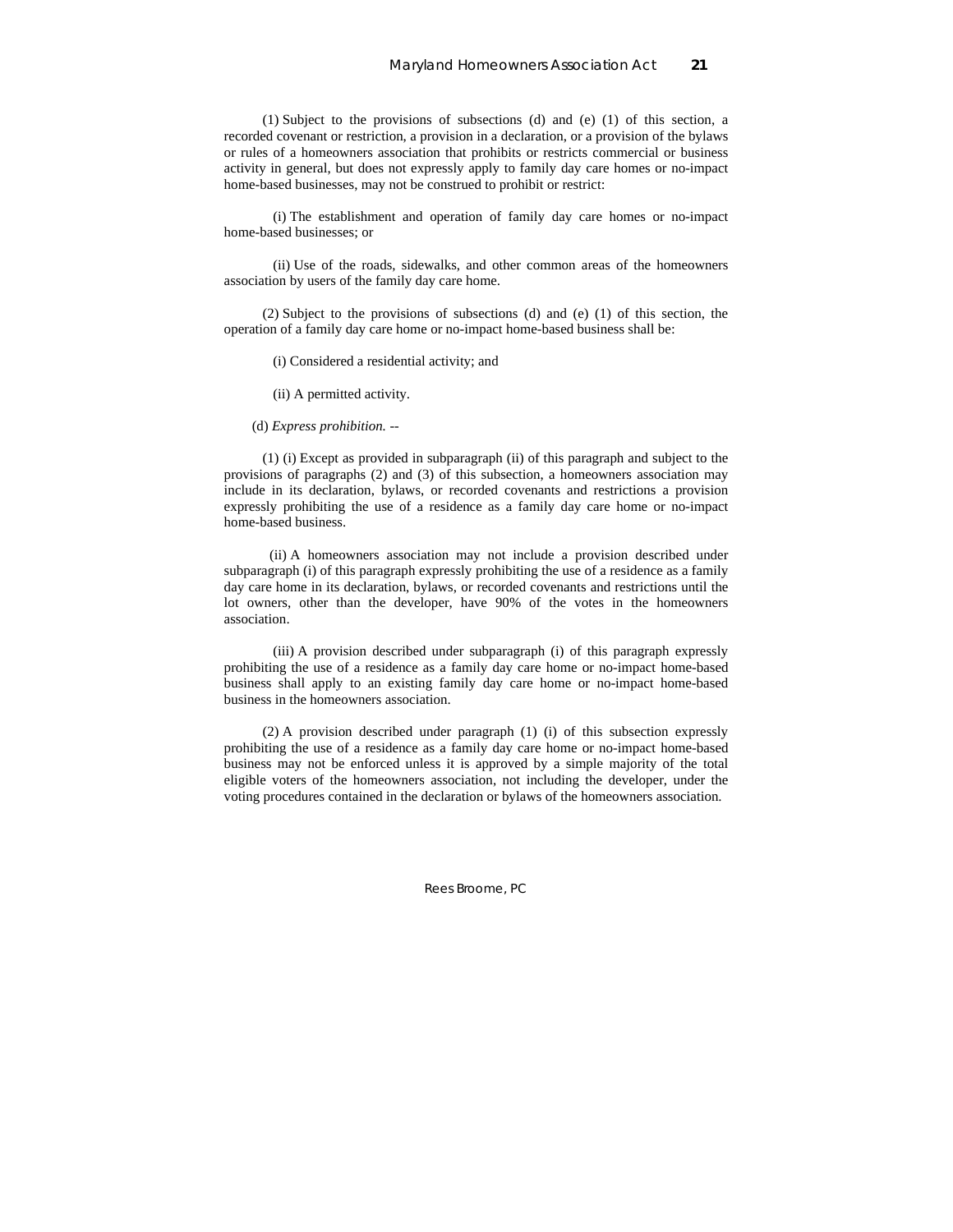(1) Subject to the provisions of subsections (d) and (e) (1) of this section, a recorded covenant or restriction, a provision in a declaration, or a provision of the bylaws or rules of a homeowners association that prohibits or restricts commercial or business activity in general, but does not expressly apply to family day care homes or no-impact home-based businesses, may not be construed to prohibit or restrict:

(i) The establishment and operation of family day care homes or no-impact home-based businesses; or

(ii) Use of the roads, sidewalks, and other common areas of the homeowners association by users of the family day care home.

(2) Subject to the provisions of subsections (d) and (e) (1) of this section, the operation of a family day care home or no-impact home-based business shall be:

(i) Considered a residential activity; and

(ii) A permitted activity.

(d) *Express prohibition.* --

(1) (i) Except as provided in subparagraph (ii) of this paragraph and subject to the provisions of paragraphs (2) and (3) of this subsection, a homeowners association may include in its declaration, bylaws, or recorded covenants and restrictions a provision expressly prohibiting the use of a residence as a family day care home or no-impact home-based business.

(ii) A homeowners association may not include a provision described under subparagraph (i) of this paragraph expressly prohibiting the use of a residence as a family day care home in its declaration, bylaws, or recorded covenants and restrictions until the lot owners, other than the developer, have 90% of the votes in the homeowners association.

(iii) A provision described under subparagraph (i) of this paragraph expressly prohibiting the use of a residence as a family day care home or no-impact home-based business shall apply to an existing family day care home or no-impact home-based business in the homeowners association.

(2) A provision described under paragraph (1) (i) of this subsection expressly prohibiting the use of a residence as a family day care home or no-impact home-based business may not be enforced unless it is approved by a simple majority of the total eligible voters of the homeowners association, not including the developer, under the voting procedures contained in the declaration or bylaws of the homeowners association.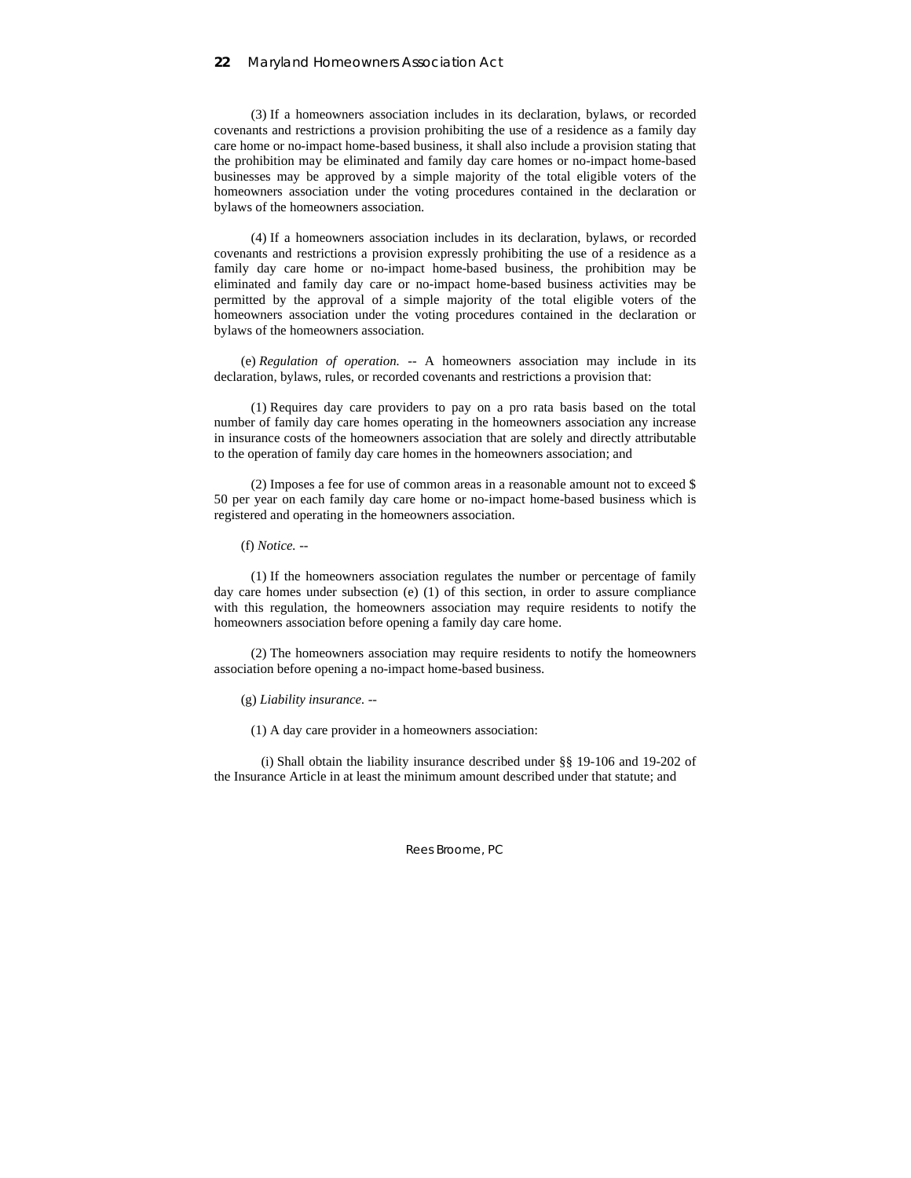(3) If a homeowners association includes in its declaration, bylaws, or recorded covenants and restrictions a provision prohibiting the use of a residence as a family day care home or no-impact home-based business, it shall also include a provision stating that the prohibition may be eliminated and family day care homes or no-impact home-based businesses may be approved by a simple majority of the total eligible voters of the homeowners association under the voting procedures contained in the declaration or bylaws of the homeowners association.

(4) If a homeowners association includes in its declaration, bylaws, or recorded covenants and restrictions a provision expressly prohibiting the use of a residence as a family day care home or no-impact home-based business, the prohibition may be eliminated and family day care or no-impact home-based business activities may be permitted by the approval of a simple majority of the total eligible voters of the homeowners association under the voting procedures contained in the declaration or bylaws of the homeowners association.

(e) *Regulation of operation.* -- A homeowners association may include in its declaration, bylaws, rules, or recorded covenants and restrictions a provision that:

(1) Requires day care providers to pay on a pro rata basis based on the total number of family day care homes operating in the homeowners association any increase in insurance costs of the homeowners association that are solely and directly attributable to the operation of family day care homes in the homeowners association; and

(2) Imposes a fee for use of common areas in a reasonable amount not to exceed $ 50 per year on each family day care home or no-impact home-based business which is registered and operating in the homeowners association.

(f) *Notice.* --

(1) If the homeowners association regulates the number or percentage of family day care homes under subsection (e) (1) of this section, in order to assure compliance with this regulation, the homeowners association may require residents to notify the homeowners association before opening a family day care home.

(2) The homeowners association may require residents to notify the homeowners association before opening a no-impact home-based business.

(g) *Liability insurance.* --

(1) A day care provider in a homeowners association:

(i) Shall obtain the liability insurance described under §§ 19-106 and 19-202 of the Insurance Article in at least the minimum amount described under that statute; and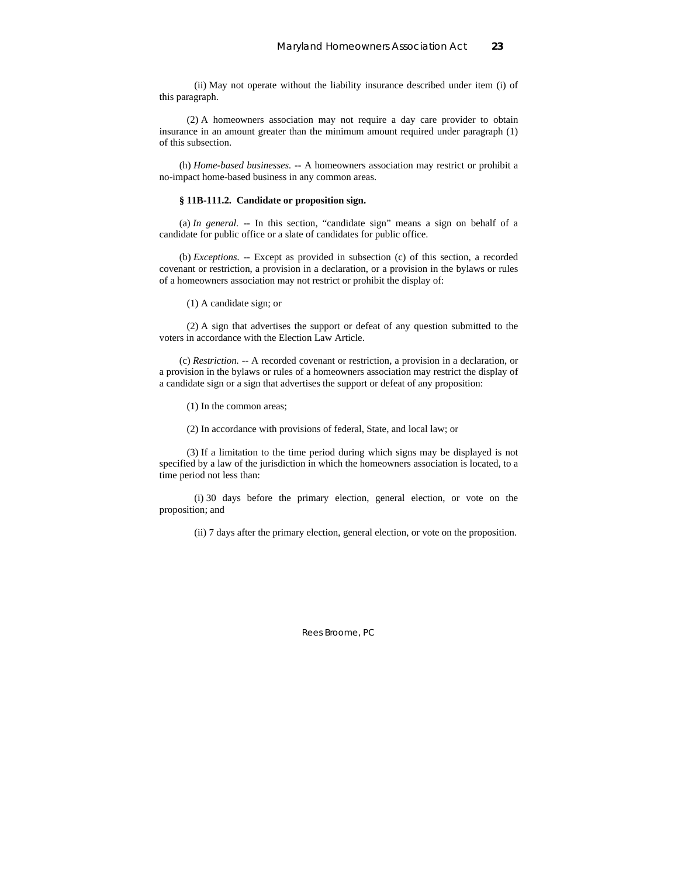(ii) May not operate without the liability insurance described under item (i) of this paragraph.

(2) A homeowners association may not require a day care provider to obtain insurance in an amount greater than the minimum amount required under paragraph (1) of this subsection.

(h) *Home-based businesses.* -- A homeowners association may restrict or prohibit a no-impact home-based business in any common areas.

**§ 11B-111.2. Candidate or proposition sign.**

(a) *In general.* -- In this section, "candidate sign" means a sign on behalf of a candidate for public office or a slate of candidates for public office.

(b) *Exceptions.* -- Except as provided in subsection (c) of this section, a recorded covenant or restriction, a provision in a declaration, or a provision in the bylaws or rules of a homeowners association may not restrict or prohibit the display of:

(1) A candidate sign; or

(2) A sign that advertises the support or defeat of any question submitted to the voters in accordance with the Election Law Article.

(c) *Restriction.* -- A recorded covenant or restriction, a provision in a declaration, or a provision in the bylaws or rules of a homeowners association may restrict the display of a candidate sign or a sign that advertises the support or defeat of any proposition:

(1) In the common areas;

(2) In accordance with provisions of federal, State, and local law; or

(3) If a limitation to the time period during which signs may be displayed is not specified by a law of the jurisdiction in which the homeowners association is located, to a time period not less than:

(i) 30 days before the primary election, general election, or vote on the proposition; and

(ii) 7 days after the primary election, general election, or vote on the proposition.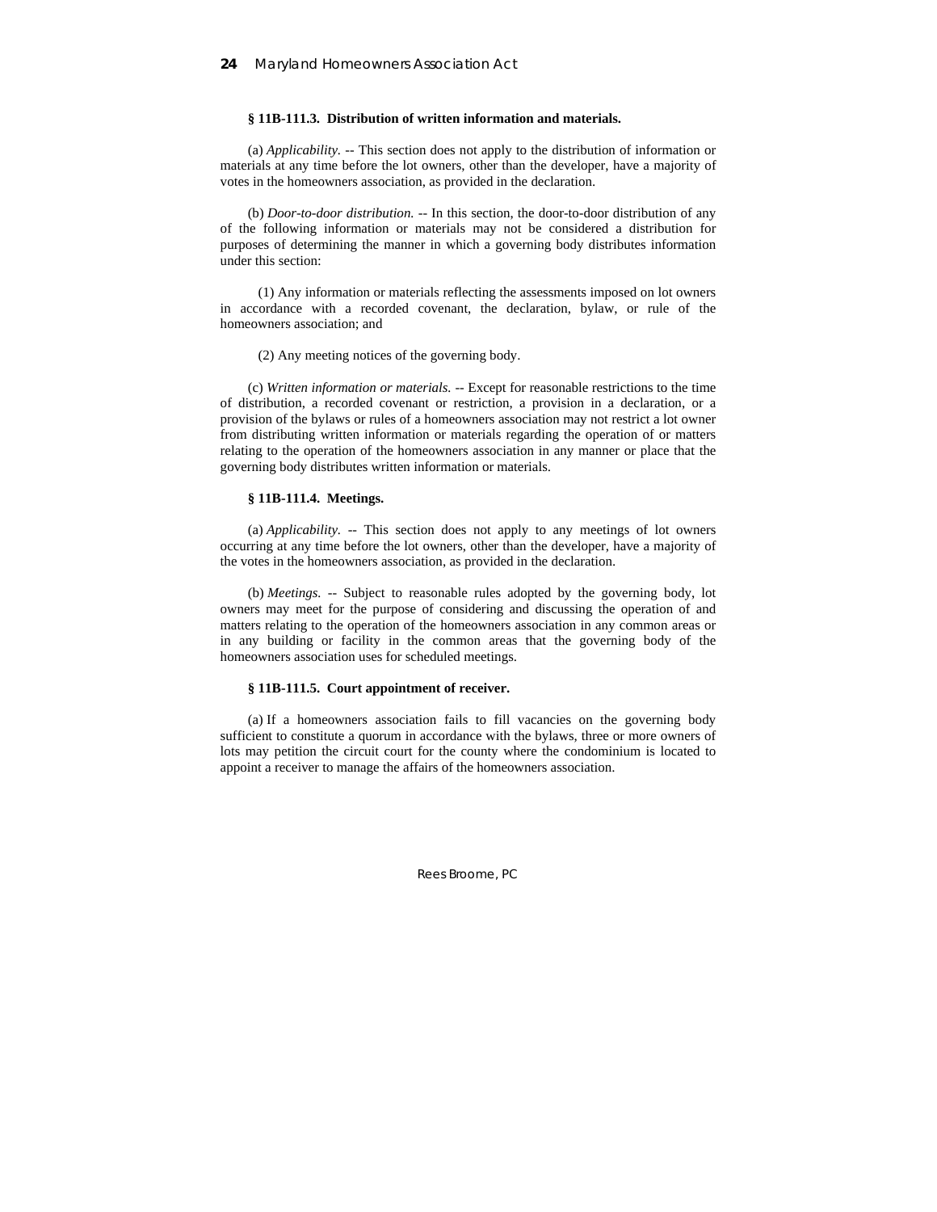**§ 11B-111.3. Distribution of written information and materials.**

(a) *Applicability.* -- This section does not apply to the distribution of information or materials at any time before the lot owners, other than the developer, have a majority of votes in the homeowners association, as provided in the declaration.

(b) *Door-to-door distribution.* -- In this section, the door-to-door distribution of any of the following information or materials may not be considered a distribution for purposes of determining the manner in which a governing body distributes information under this section:

(1) Any information or materials reflecting the assessments imposed on lot owners in accordance with a recorded covenant, the declaration, bylaw, or rule of the homeowners association; and

(2) Any meeting notices of the governing body.

(c) *Written information or materials.* -- Except for reasonable restrictions to the time of distribution, a recorded covenant or restriction, a provision in a declaration, or a provision of the bylaws or rules of a homeowners association may not restrict a lot owner from distributing written information or materials regarding the operation of or matters relating to the operation of the homeowners association in any manner or place that the governing body distributes written information or materials.

**§ 11B-111.4. Meetings.**

(a) *Applicability.* -- This section does not apply to any meetings of lot owners occurring at any time before the lot owners, other than the developer, have a majority of the votes in the homeowners association, as provided in the declaration.

(b) *Meetings.* -- Subject to reasonable rules adopted by the governing body, lot owners may meet for the purpose of considering and discussing the operation of and matters relating to the operation of the homeowners association in any common areas or in any building or facility in the common areas that the governing body of the homeowners association uses for scheduled meetings.

**§ 11B-111.5. Court appointment of receiver.**

(a) If a homeowners association fails to fill vacancies on the governing body sufficient to constitute a quorum in accordance with the bylaws, three or more owners of lots may petition the circuit court for the county where the condominium is located to appoint a receiver to manage the affairs of the homeowners association.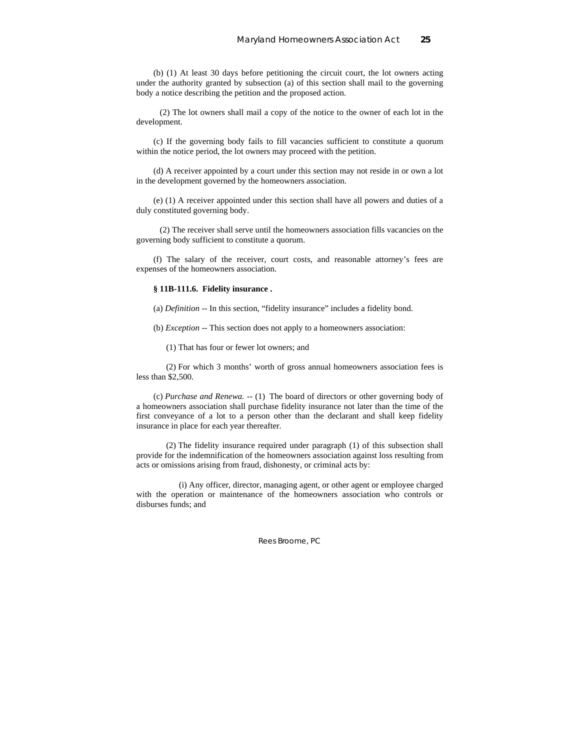(b) (1) At least 30 days before petitioning the circuit court, the lot owners acting under the authority granted by subsection (a) of this section shall mail to the governing body a notice describing the petition and the proposed action.

(2) The lot owners shall mail a copy of the notice to the owner of each lot in the development.

(c) If the governing body fails to fill vacancies sufficient to constitute a quorum within the notice period, the lot owners may proceed with the petition.

(d) A receiver appointed by a court under this section may not reside in or own a lot in the development governed by the homeowners association.

(e) (1) A receiver appointed under this section shall have all powers and duties of a duly constituted governing body.

(2) The receiver shall serve until the homeowners association fills vacancies on the governing body sufficient to constitute a quorum.

(f) The salary of the receiver, court costs, and reasonable attorney's fees are expenses of the homeowners association.

**§ 11B-111.6. Fidelity insurance .**

(a) *Definition* -- In this section, "fidelity insurance" includes a fidelity bond.

(b) *Exception* -- This section does not apply to a homeowners association:

(1) That has four or fewer lot owners; and

(2) For which 3 months' worth of gross annual homeowners association fees is less than $2,500.

(c) *Purchase and Renewa.* -- (1) The board of directors or other governing body of a homeowners association shall purchase fidelity insurance not later than the time of the first conveyance of a lot to a person other than the declarant and shall keep fidelity insurance in place for each year thereafter.

(2) The fidelity insurance required under paragraph (1) of this subsection shall provide for the indemnification of the homeowners association against loss resulting from acts or omissions arising from fraud, dishonesty, or criminal acts by:

(i) Any officer, director, managing agent, or other agent or employee charged with the operation or maintenance of the homeowners association who controls or disburses funds; and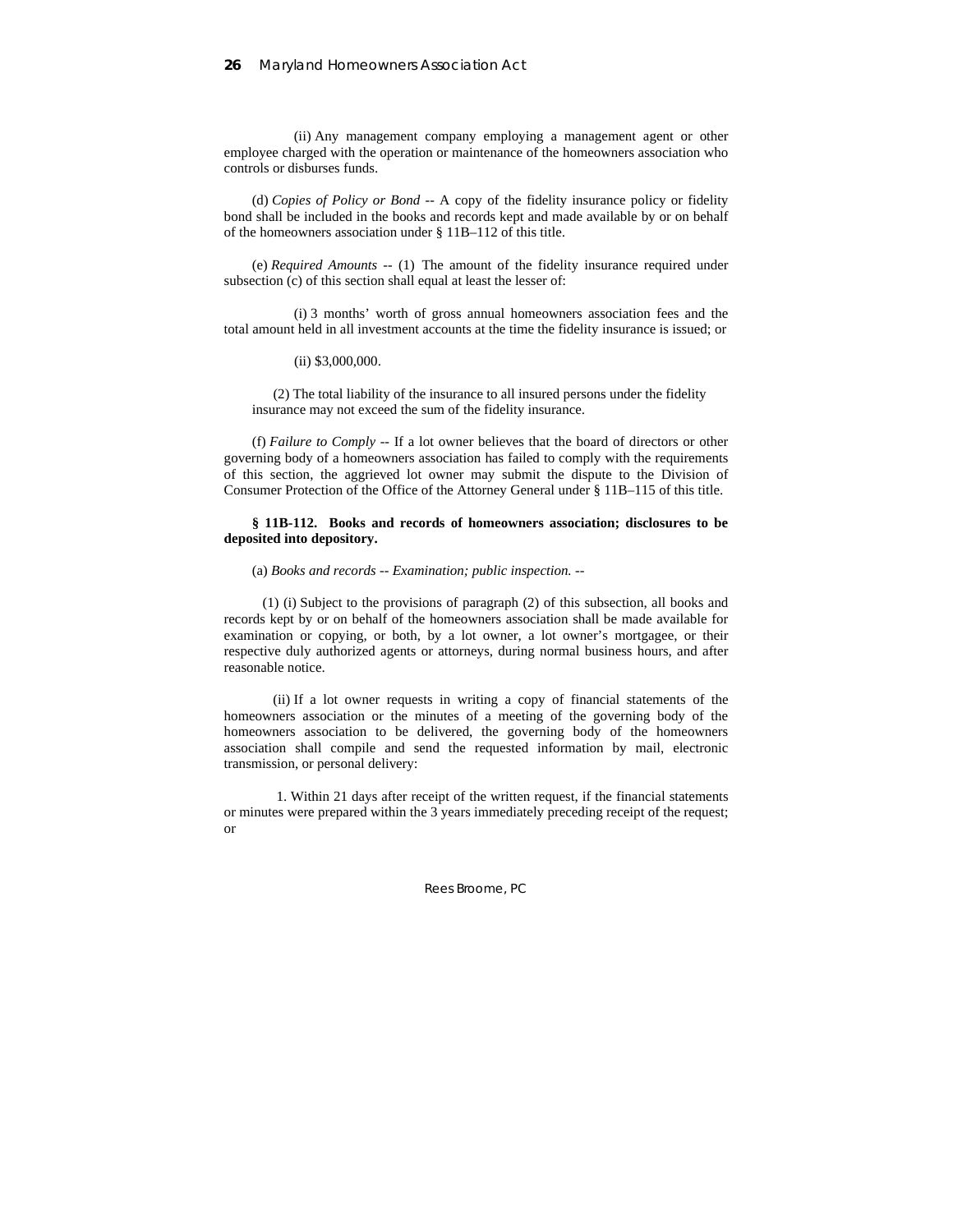(ii) Any management company employing a management agent or other employee charged with the operation or maintenance of the homeowners association who controls or disburses funds.

(d) *Copies of Policy or Bond* -- A copy of the fidelity insurance policy or fidelity bond shall be included in the books and records kept and made available by or on behalf of the homeowners association under § 11B–112 of this title.

(e) *Required Amounts* -- (1) The amount of the fidelity insurance required under subsection (c) of this section shall equal at least the lesser of:

(i) 3 months' worth of gross annual homeowners association fees and the total amount held in all investment accounts at the time the fidelity insurance is issued; or

(ii) $3,000,000.

(2) The total liability of the insurance to all insured persons under the fidelity insurance may not exceed the sum of the fidelity insurance.

(f) *Failure to Comply* -- If a lot owner believes that the board of directors or other governing body of a homeowners association has failed to comply with the requirements of this section, the aggrieved lot owner may submit the dispute to the Division of Consumer Protection of the Office of the Attorney General under § 11B–115 of this title.

**§ 11B-112. Books and records of homeowners association; disclosures to be deposited into depository.**

(a) *Books and records -- Examination; public inspection.* --

(1) (i) Subject to the provisions of paragraph (2) of this subsection, all books and records kept by or on behalf of the homeowners association shall be made available for examination or copying, or both, by a lot owner, a lot owner's mortgagee, or their respective duly authorized agents or attorneys, during normal business hours, and after reasonable notice.

(ii) If a lot owner requests in writing a copy of financial statements of the homeowners association or the minutes of a meeting of the governing body of the homeowners association to be delivered, the governing body of the homeowners association shall compile and send the requested information by mail, electronic transmission, or personal delivery:

1. Within 21 days after receipt of the written request, if the financial statements or minutes were prepared within the 3 years immediately preceding receipt of the request; or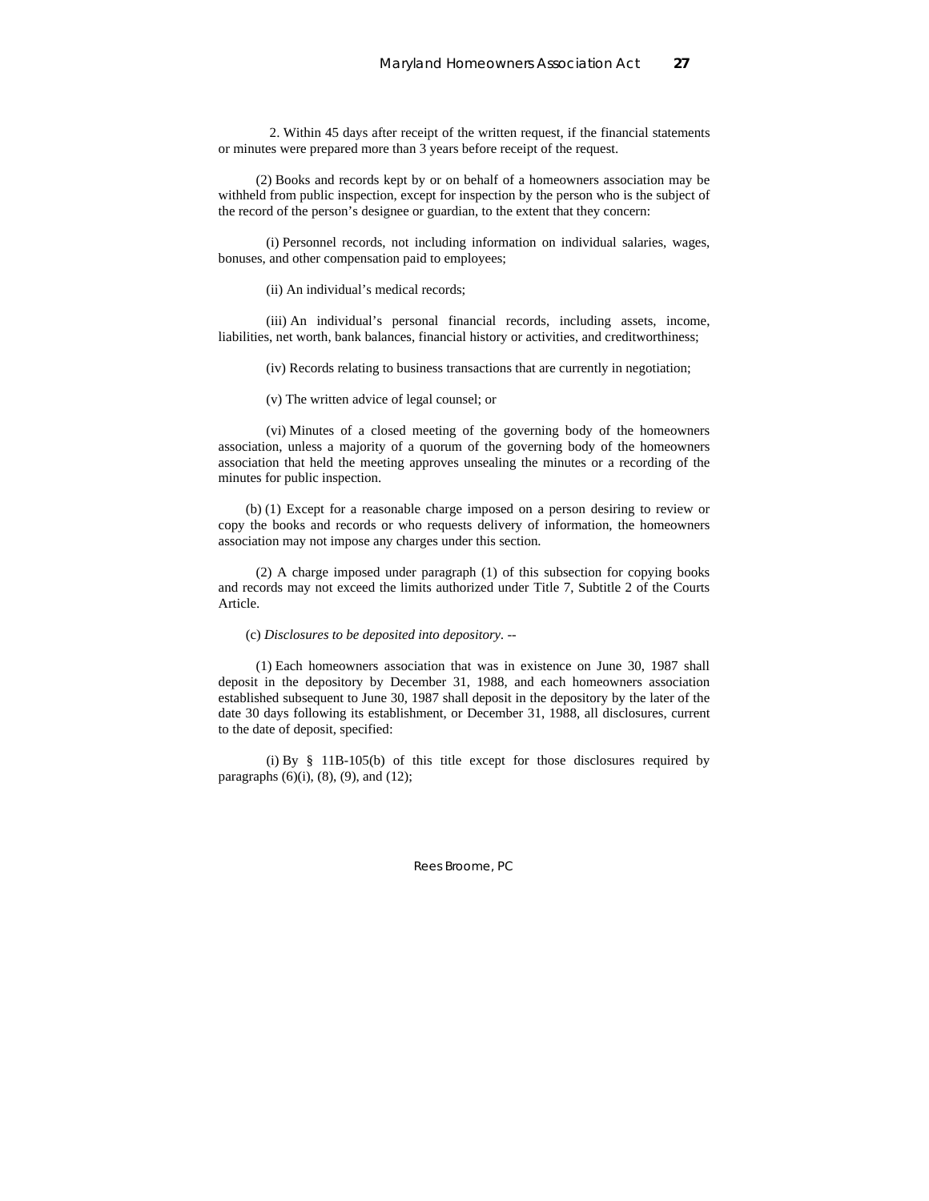2. Within 45 days after receipt of the written request, if the financial statements or minutes were prepared more than 3 years before receipt of the request.

(2) Books and records kept by or on behalf of a homeowners association may be withheld from public inspection, except for inspection by the person who is the subject of the record of the person's designee or guardian, to the extent that they concern:

(i) Personnel records, not including information on individual salaries, wages, bonuses, and other compensation paid to employees;

(ii) An individual's medical records;

(iii) An individual's personal financial records, including assets, income, liabilities, net worth, bank balances, financial history or activities, and creditworthiness;

(iv) Records relating to business transactions that are currently in negotiation;

(v) The written advice of legal counsel; or

(vi) Minutes of a closed meeting of the governing body of the homeowners association, unless a majority of a quorum of the governing body of the homeowners association that held the meeting approves unsealing the minutes or a recording of the minutes for public inspection.

(b) (1) Except for a reasonable charge imposed on a person desiring to review or copy the books and records or who requests delivery of information, the homeowners association may not impose any charges under this section.

(2) A charge imposed under paragraph (1) of this subsection for copying books and records may not exceed the limits authorized under Title 7, Subtitle 2 of the Courts Article.

(c) *Disclosures to be deposited into depository*. --

(1) Each homeowners association that was in existence on June 30, 1987 shall deposit in the depository by December 31, 1988, and each homeowners association established subsequent to June 30, 1987 shall deposit in the depository by the later of the date 30 days following its establishment, or December 31, 1988, all disclosures, current to the date of deposit, specified:

(i) By § 11B-105(b) of this title except for those disclosures required by paragraphs (6)(i), (8), (9), and (12);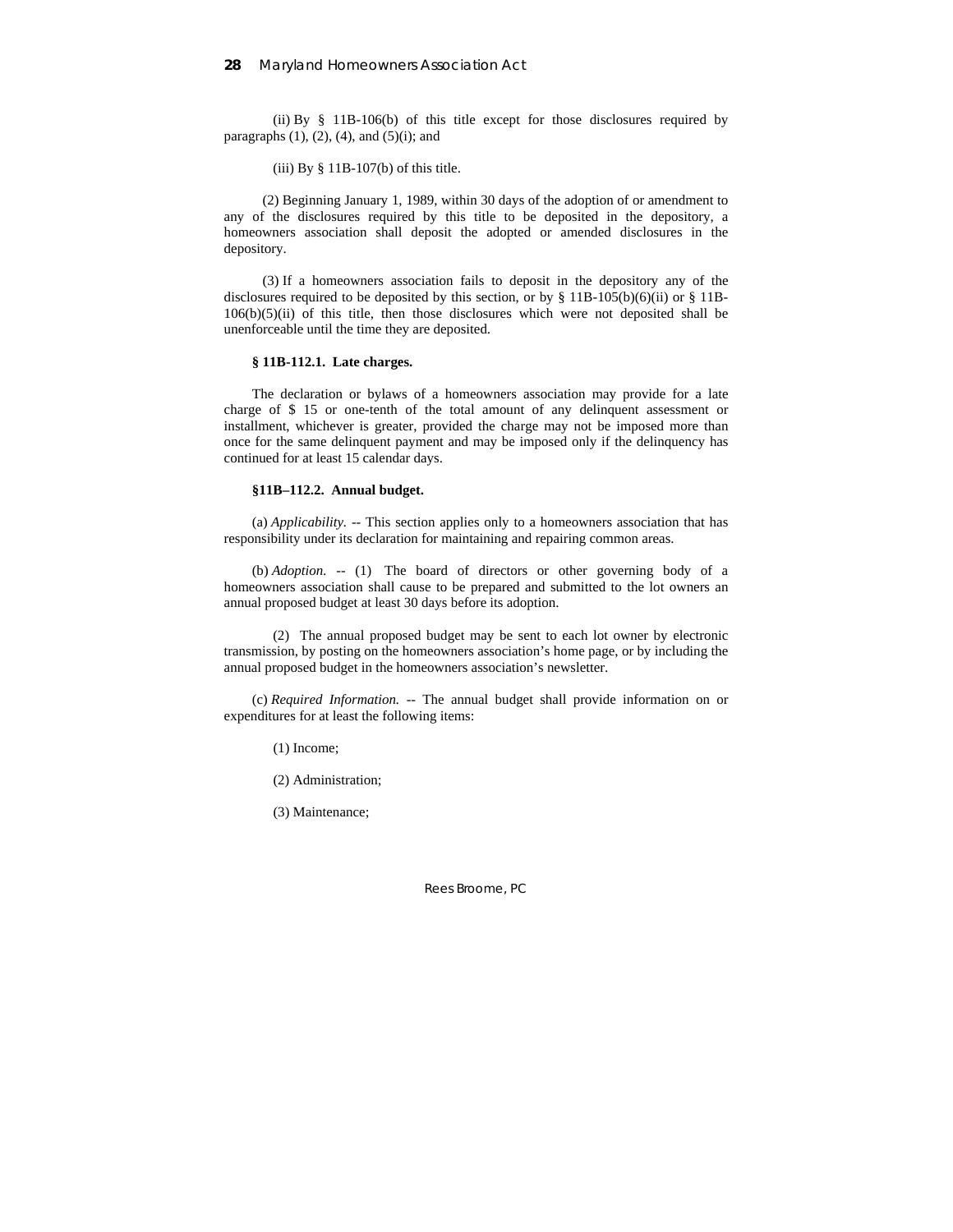(ii) By § 11B-106(b) of this title except for those disclosures required by paragraphs (1), (2), (4), and (5)(i); and

(iii) By § 11B-107(b) of this title.

(2) Beginning January 1, 1989, within 30 days of the adoption of or amendment to any of the disclosures required by this title to be deposited in the depository, a homeowners association shall deposit the adopted or amended disclosures in the depository.

(3) If a homeowners association fails to deposit in the depository any of the disclosures required to be deposited by this section, or by § 11B-105(b)(6)(ii) or § 11B-106(b)(5)(ii) of this title, then those disclosures which were not deposited shall be unenforceable until the time they are deposited.

**§ 11B-112.1. Late charges.**

The declaration or bylaws of a homeowners association may provide for a late charge of $ 15 or one-tenth of the total amount of any delinquent assessment or installment, whichever is greater, provided the charge may not be imposed more than once for the same delinquent payment and may be imposed only if the delinquency has continued for at least 15 calendar days.

**§11B–112.2. Annual budget.**

(a) *Applicability.* -- This section applies only to a homeowners association that has responsibility under its declaration for maintaining and repairing common areas.

(b) *Adoption.* -- (1) The board of directors or other governing body of a homeowners association shall cause to be prepared and submitted to the lot owners an annual proposed budget at least 30 days before its adoption.

(2) The annual proposed budget may be sent to each lot owner by electronic transmission, by posting on the homeowners association's home page, or by including the annual proposed budget in the homeowners association's newsletter.

(c) *Required Information.* -- The annual budget shall provide information on or expenditures for at least the following items:

(1) Income;

(2) Administration;

(3) Maintenance;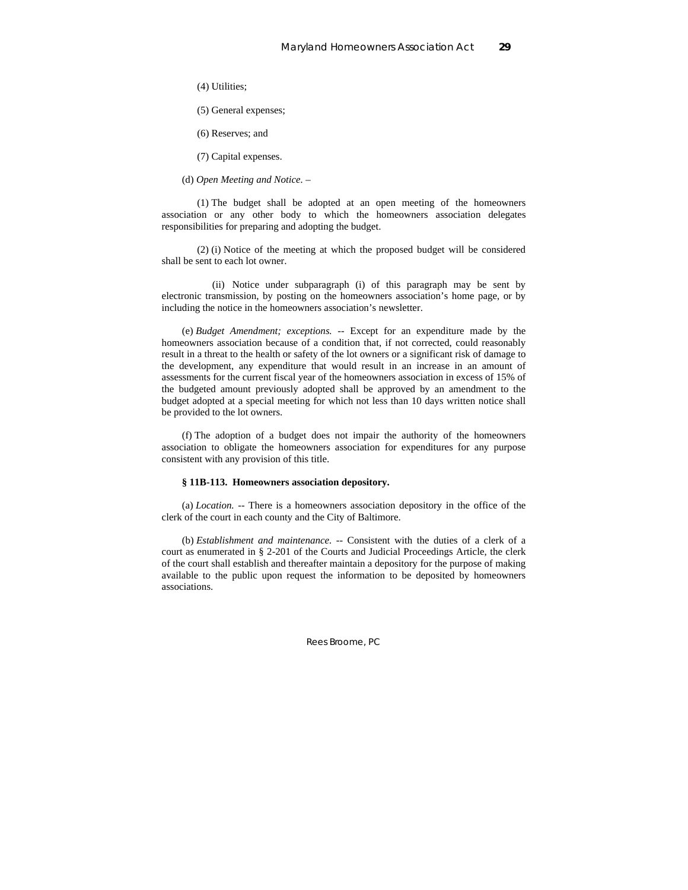(4) Utilities;

(5) General expenses;

(6) Reserves; and

(7) Capital expenses.

(d) *Open Meeting and Notice*. –

(1) The budget shall be adopted at an open meeting of the homeowners association or any other body to which the homeowners association delegates responsibilities for preparing and adopting the budget.

(2) (i) Notice of the meeting at which the proposed budget will be considered shall be sent to each lot owner.

(ii) Notice under subparagraph (i) of this paragraph may be sent by electronic transmission, by posting on the homeowners association's home page, or by including the notice in the homeowners association's newsletter.

(e) *Budget Amendment; exceptions.* -- Except for an expenditure made by the homeowners association because of a condition that, if not corrected, could reasonably result in a threat to the health or safety of the lot owners or a significant risk of damage to the development, any expenditure that would result in an increase in an amount of assessments for the current fiscal year of the homeowners association in excess of 15% of the budgeted amount previously adopted shall be approved by an amendment to the budget adopted at a special meeting for which not less than 10 days written notice shall be provided to the lot owners.

(f) The adoption of a budget does not impair the authority of the homeowners association to obligate the homeowners association for expenditures for any purpose consistent with any provision of this title.

**§ 11B-113. Homeowners association depository.**

(a) *Location.* -- There is a homeowners association depository in the office of the clerk of the court in each county and the City of Baltimore.

(b) *Establishment and maintenance.* -- Consistent with the duties of a clerk of a court as enumerated in § 2-201 of the Courts and Judicial Proceedings Article, the clerk of the court shall establish and thereafter maintain a depository for the purpose of making available to the public upon request the information to be deposited by homeowners associations.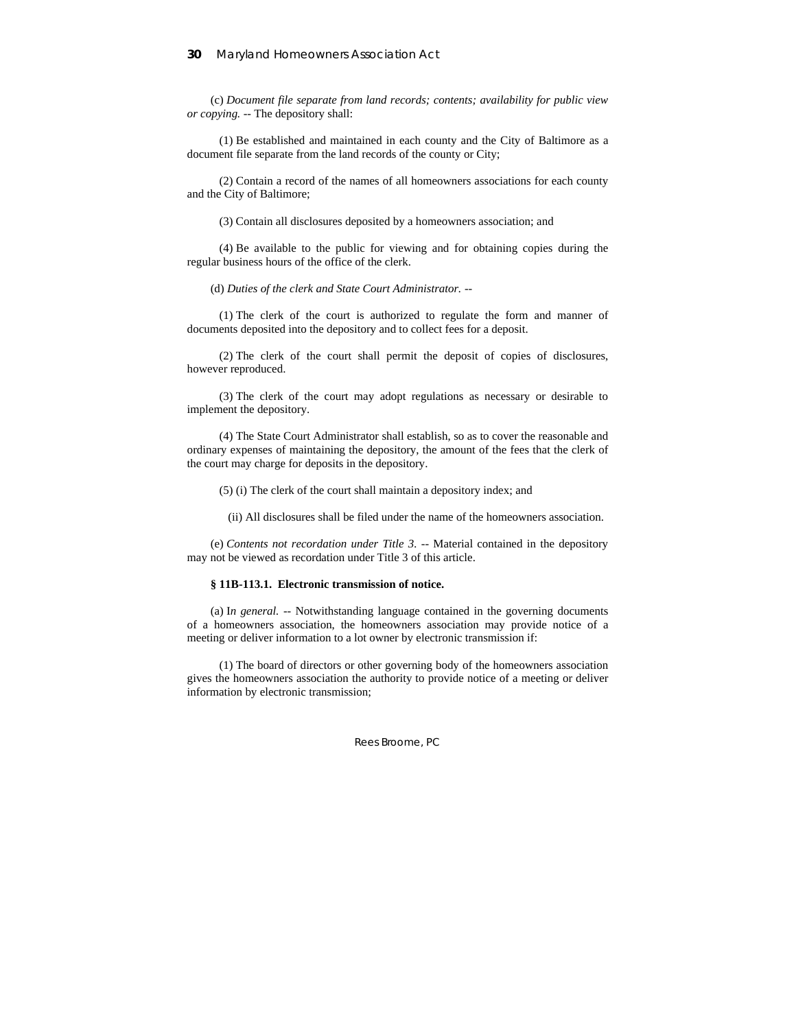(c) *Document file separate from land records; contents; availability for public view or copying.* -- The depository shall:

(1) Be established and maintained in each county and the City of Baltimore as a document file separate from the land records of the county or City;

(2) Contain a record of the names of all homeowners associations for each county and the City of Baltimore;

(3) Contain all disclosures deposited by a homeowners association; and

(4) Be available to the public for viewing and for obtaining copies during the regular business hours of the office of the clerk.

(d) *Duties of the clerk and State Court Administrator.* --

(1) The clerk of the court is authorized to regulate the form and manner of documents deposited into the depository and to collect fees for a deposit.

(2) The clerk of the court shall permit the deposit of copies of disclosures, however reproduced.

(3) The clerk of the court may adopt regulations as necessary or desirable to implement the depository.

(4) The State Court Administrator shall establish, so as to cover the reasonable and ordinary expenses of maintaining the depository, the amount of the fees that the clerk of the court may charge for deposits in the depository.

(5) (i) The clerk of the court shall maintain a depository index; and

(ii) All disclosures shall be filed under the name of the homeowners association.

(e) *Contents not recordation under Title 3.* -- Material contained in the depository may not be viewed as recordation under Title 3 of this article.

**§ 11B-113.1. Electronic transmission of notice.**

(a) I*n general.* -- Notwithstanding language contained in the governing documents of a homeowners association, the homeowners association may provide notice of a meeting or deliver information to a lot owner by electronic transmission if:

(1) The board of directors or other governing body of the homeowners association gives the homeowners association the authority to provide notice of a meeting or deliver information by electronic transmission;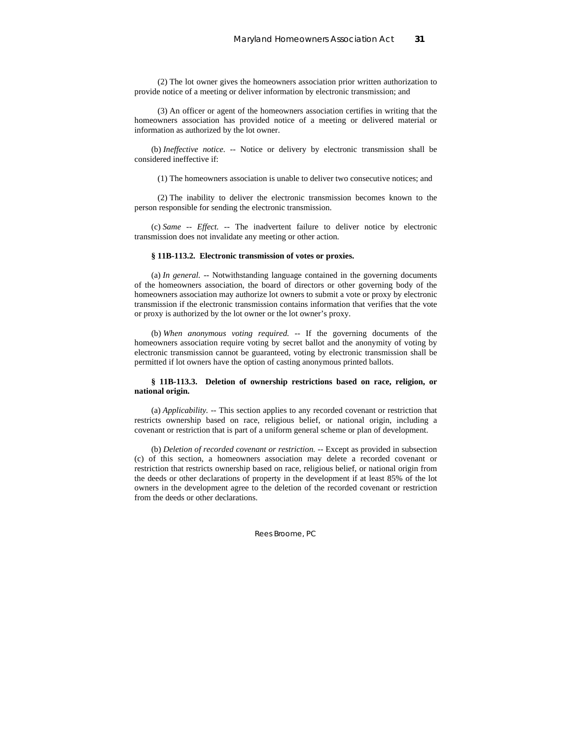(2) The lot owner gives the homeowners association prior written authorization to provide notice of a meeting or deliver information by electronic transmission; and

(3) An officer or agent of the homeowners association certifies in writing that the homeowners association has provided notice of a meeting or delivered material or information as authorized by the lot owner.

(b) *Ineffective notice.* -- Notice or delivery by electronic transmission shall be considered ineffective if:

(1) The homeowners association is unable to deliver two consecutive notices; and

(2) The inability to deliver the electronic transmission becomes known to the person responsible for sending the electronic transmission.

(c) *Same -- Effect.* -- The inadvertent failure to deliver notice by electronic transmission does not invalidate any meeting or other action.

**§ 11B-113.2. Electronic transmission of votes or proxies.**

(a) *In general.* -- Notwithstanding language contained in the governing documents of the homeowners association, the board of directors or other governing body of the homeowners association may authorize lot owners to submit a vote or proxy by electronic transmission if the electronic transmission contains information that verifies that the vote or proxy is authorized by the lot owner or the lot owner's proxy.

(b) *When anonymous voting required.* -- If the governing documents of the homeowners association require voting by secret ballot and the anonymity of voting by electronic transmission cannot be guaranteed, voting by electronic transmission shall be permitted if lot owners have the option of casting anonymous printed ballots.

**§ 11B-113.3. Deletion of ownership restrictions based on race, religion, or national origin.**

(a) *Applicability.* -- This section applies to any recorded covenant or restriction that restricts ownership based on race, religious belief, or national origin, including a covenant or restriction that is part of a uniform general scheme or plan of development.

(b) *Deletion of recorded covenant or restriction.* -- Except as provided in subsection (c) of this section, a homeowners association may delete a recorded covenant or restriction that restricts ownership based on race, religious belief, or national origin from the deeds or other declarations of property in the development if at least 85% of the lot owners in the development agree to the deletion of the recorded covenant or restriction from the deeds or other declarations.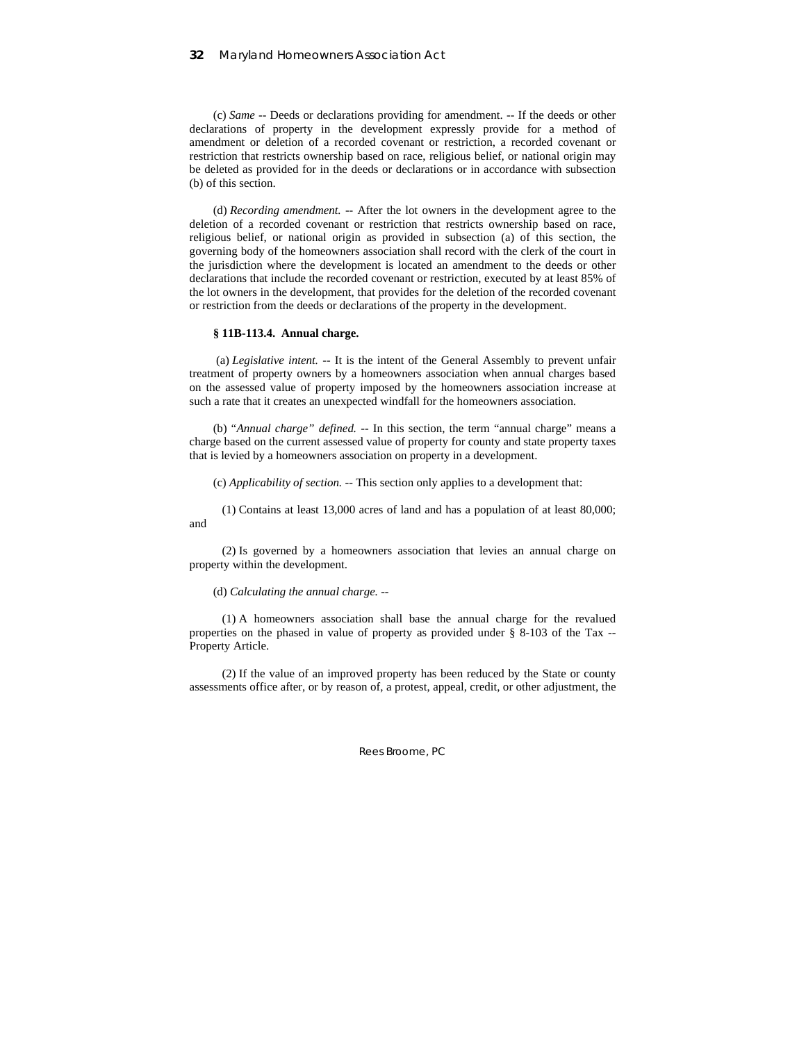(c) *Same* -- Deeds or declarations providing for amendment. -- If the deeds or other declarations of property in the development expressly provide for a method of amendment or deletion of a recorded covenant or restriction, a recorded covenant or restriction that restricts ownership based on race, religious belief, or national origin may be deleted as provided for in the deeds or declarations or in accordance with subsection (b) of this section.

(d) *Recording amendment.* -- After the lot owners in the development agree to the deletion of a recorded covenant or restriction that restricts ownership based on race, religious belief, or national origin as provided in subsection (a) of this section, the governing body of the homeowners association shall record with the clerk of the court in the jurisdiction where the development is located an amendment to the deeds or other declarations that include the recorded covenant or restriction, executed by at least 85% of the lot owners in the development, that provides for the deletion of the recorded covenant or restriction from the deeds or declarations of the property in the development.

**§ 11B-113.4. Annual charge.**

(a) *Legislative intent.* -- It is the intent of the General Assembly to prevent unfair treatment of property owners by a homeowners association when annual charges based on the assessed value of property imposed by the homeowners association increase at such a rate that it creates an unexpected windfall for the homeowners association.

(b) *"Annual charge" defined.* -- In this section, the term "annual charge" means a charge based on the current assessed value of property for county and state property taxes that is levied by a homeowners association on property in a development.

(c) *Applicability of section.* -- This section only applies to a development that:

(1) Contains at least 13,000 acres of land and has a population of at least 80,000; and

(2) Is governed by a homeowners association that levies an annual charge on property within the development.

(d) *Calculating the annual charge.* --

(1) A homeowners association shall base the annual charge for the revalued properties on the phased in value of property as provided under § 8-103 of the Tax -- Property Article.

(2) If the value of an improved property has been reduced by the State or county assessments office after, or by reason of, a protest, appeal, credit, or other adjustment, the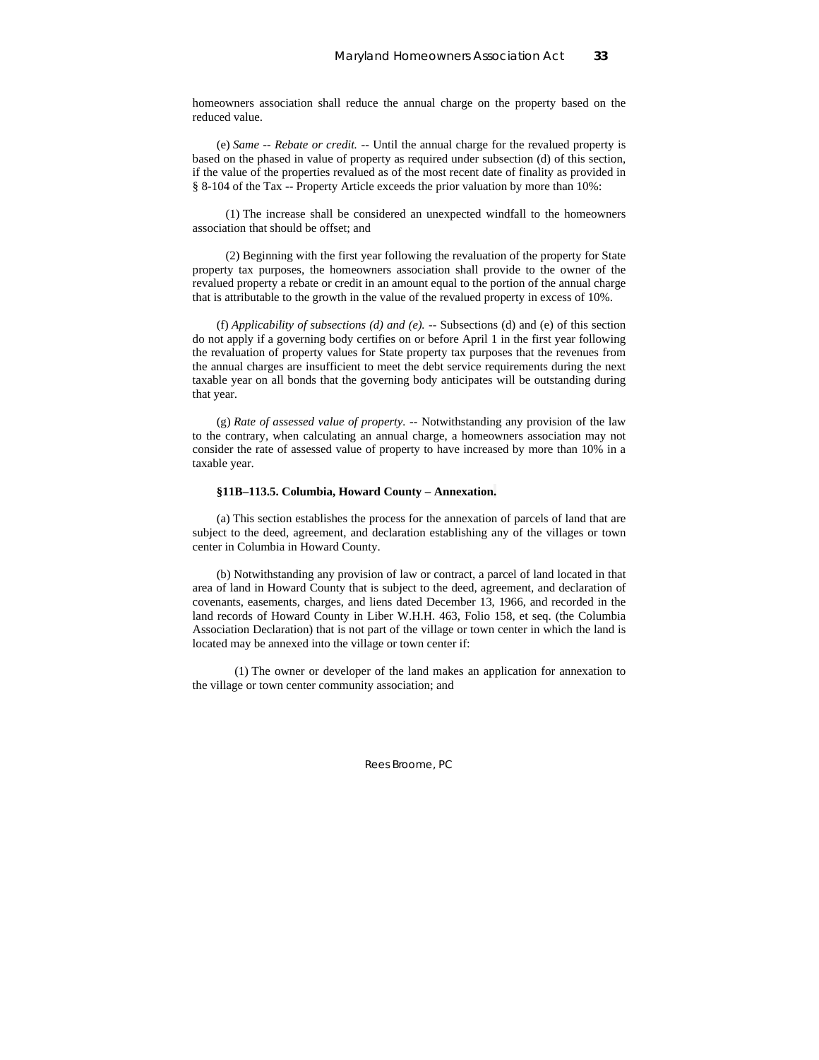homeowners association shall reduce the annual charge on the property based on the reduced value.

(e) *Same -- Rebate or credit.* -- Until the annual charge for the revalued property is based on the phased in value of property as required under subsection (d) of this section, if the value of the properties revalued as of the most recent date of finality as provided in § 8-104 of the Tax -- Property Article exceeds the prior valuation by more than 10%:

(1) The increase shall be considered an unexpected windfall to the homeowners association that should be offset; and

(2) Beginning with the first year following the revaluation of the property for State property tax purposes, the homeowners association shall provide to the owner of the revalued property a rebate or credit in an amount equal to the portion of the annual charge that is attributable to the growth in the value of the revalued property in excess of 10%.

(f) *Applicability of subsections (d) and (e).* -- Subsections (d) and (e) of this section do not apply if a governing body certifies on or before April 1 in the first year following the revaluation of property values for State property tax purposes that the revenues from the annual charges are insufficient to meet the debt service requirements during the next taxable year on all bonds that the governing body anticipates will be outstanding during that year.

(g) *Rate of assessed value of property.* -- Notwithstanding any provision of the law to the contrary, when calculating an annual charge, a homeowners association may not consider the rate of assessed value of property to have increased by more than 10% in a taxable year.

**§11B–113.5. Columbia, Howard County – Annexation.**

(a) This section establishes the process for the annexation of parcels of land that are subject to the deed, agreement, and declaration establishing any of the villages or town center in Columbia in Howard County.

(b) Notwithstanding any provision of law or contract, a parcel of land located in that area of land in Howard County that is subject to the deed, agreement, and declaration of covenants, easements, charges, and liens dated December 13, 1966, and recorded in the land records of Howard County in Liber W.H.H. 463, Folio 158, et seq. (the Columbia Association Declaration) that is not part of the village or town center in which the land is located may be annexed into the village or town center if:

(1) The owner or developer of the land makes an application for annexation to the village or town center community association; and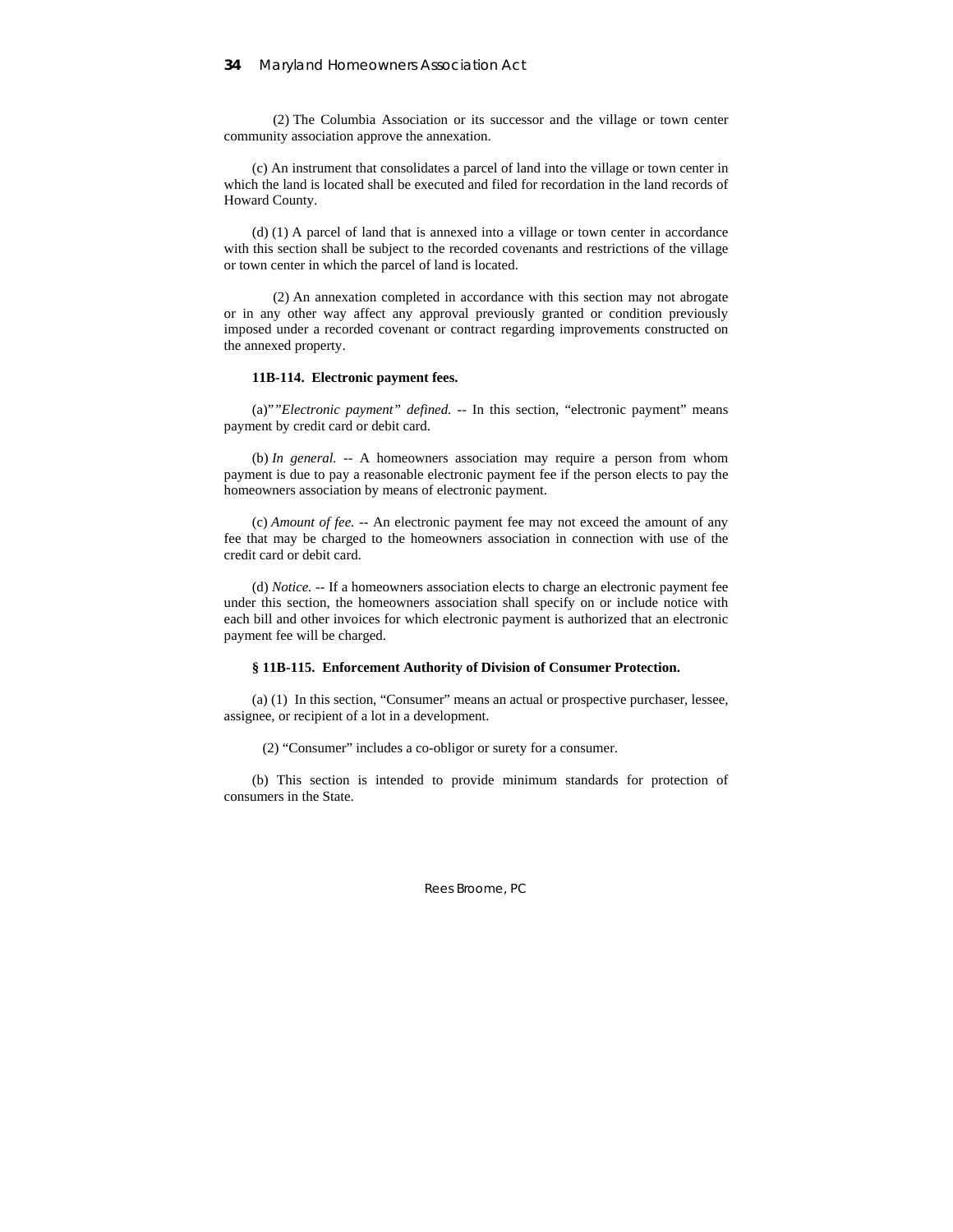(2) The Columbia Association or its successor and the village or town center community association approve the annexation.

(c) An instrument that consolidates a parcel of land into the village or town center in which the land is located shall be executed and filed for recordation in the land records of Howard County.

(d) (1) A parcel of land that is annexed into a village or town center in accordance with this section shall be subject to the recorded covenants and restrictions of the village or town center in which the parcel of land is located.

(2) An annexation completed in accordance with this section may not abrogate or in any other way affect any approval previously granted or condition previously imposed under a recorded covenant or contract regarding improvements constructed on the annexed property.

**11B-114. Electronic payment fees.**

(a)"*"Electronic payment" defined.* -- In this section, "electronic payment" means payment by credit card or debit card.

(b) *In general.* -- A homeowners association may require a person from whom payment is due to pay a reasonable electronic payment fee if the person elects to pay the homeowners association by means of electronic payment.

(c) *Amount of fee.* -- An electronic payment fee may not exceed the amount of any fee that may be charged to the homeowners association in connection with use of the credit card or debit card.

(d) *Notice.* -- If a homeowners association elects to charge an electronic payment fee under this section, the homeowners association shall specify on or include notice with each bill and other invoices for which electronic payment is authorized that an electronic payment fee will be charged.

**§ 11B-115. Enforcement Authority of Division of Consumer Protection.**

(a) (1) In this section, "Consumer" means an actual or prospective purchaser, lessee, assignee, or recipient of a lot in a development.

(2) "Consumer" includes a co-obligor or surety for a consumer.

(b) This section is intended to provide minimum standards for protection of consumers in the State.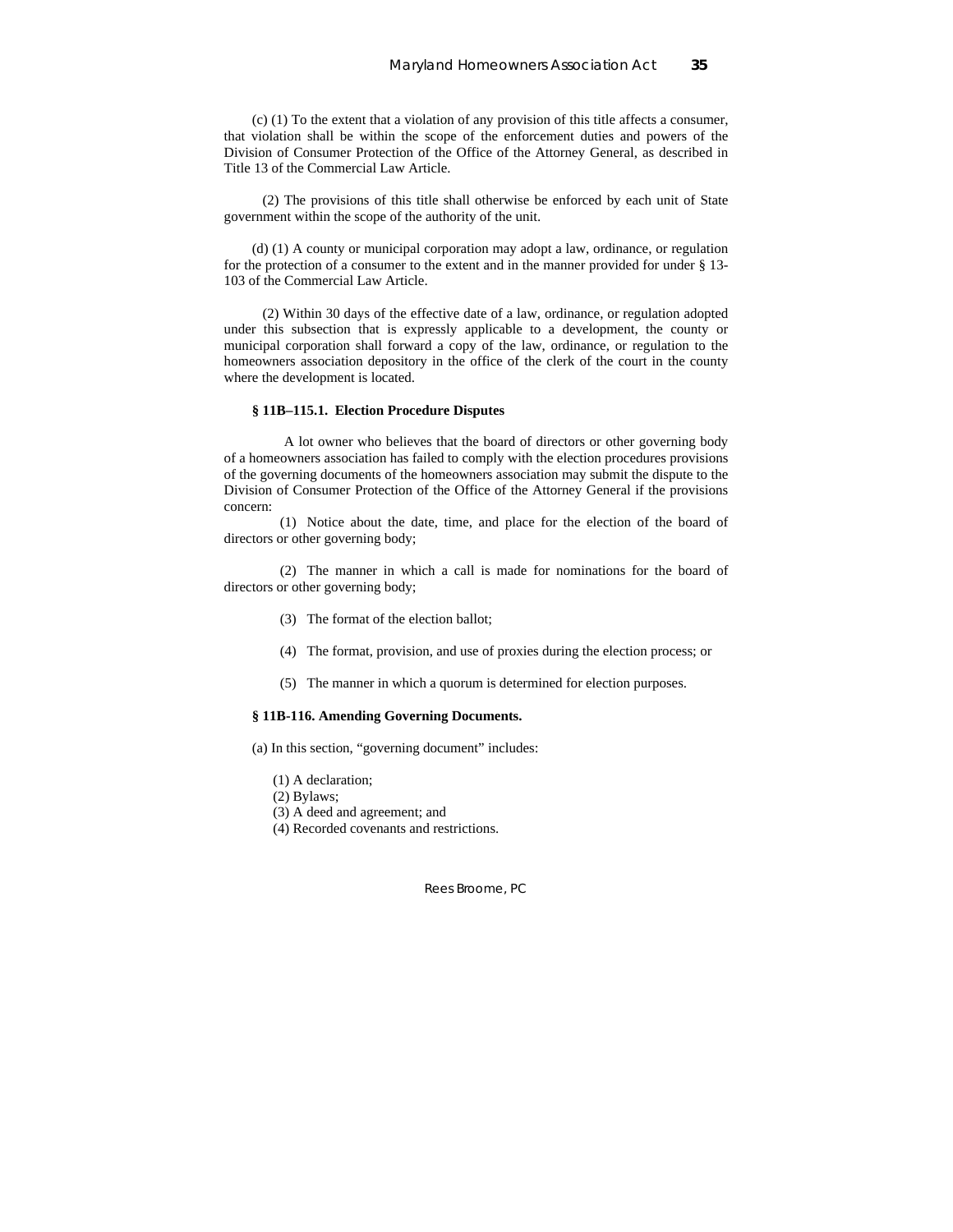(c) (1) To the extent that a violation of any provision of this title affects a consumer, that violation shall be within the scope of the enforcement duties and powers of the Division of Consumer Protection of the Office of the Attorney General, as described in Title 13 of the Commercial Law Article.

(2) The provisions of this title shall otherwise be enforced by each unit of State government within the scope of the authority of the unit.

(d) (1) A county or municipal corporation may adopt a law, ordinance, or regulation for the protection of a consumer to the extent and in the manner provided for under § 13-103 of the Commercial Law Article.

(2) Within 30 days of the effective date of a law, ordinance, or regulation adopted under this subsection that is expressly applicable to a development, the county or municipal corporation shall forward a copy of the law, ordinance, or regulation to the homeowners association depository in the office of the clerk of the court in the county where the development is located.

**§ 11B–115.1. Election Procedure Disputes**

A lot owner who believes that the board of directors or other governing body of a homeowners association has failed to comply with the election procedures provisions of the governing documents of the homeowners association may submit the dispute to the Division of Consumer Protection of the Office of the Attorney General if the provisions concern:

(1) Notice about the date, time, and place for the election of the board of directors or other governing body;

(2) The manner in which a call is made for nominations for the board of directors or other governing body;

(3) The format of the election ballot;

(4) The format, provision, and use of proxies during the election process; or

(5) The manner in which a quorum is determined for election purposes.

**§ 11B-116. Amending Governing Documents.**

(a) In this section, "governing document" includes:

(1) A declaration;
(2) Bylaws;
(3) A deed and agreement; and
(4) Recorded covenants and restrictions.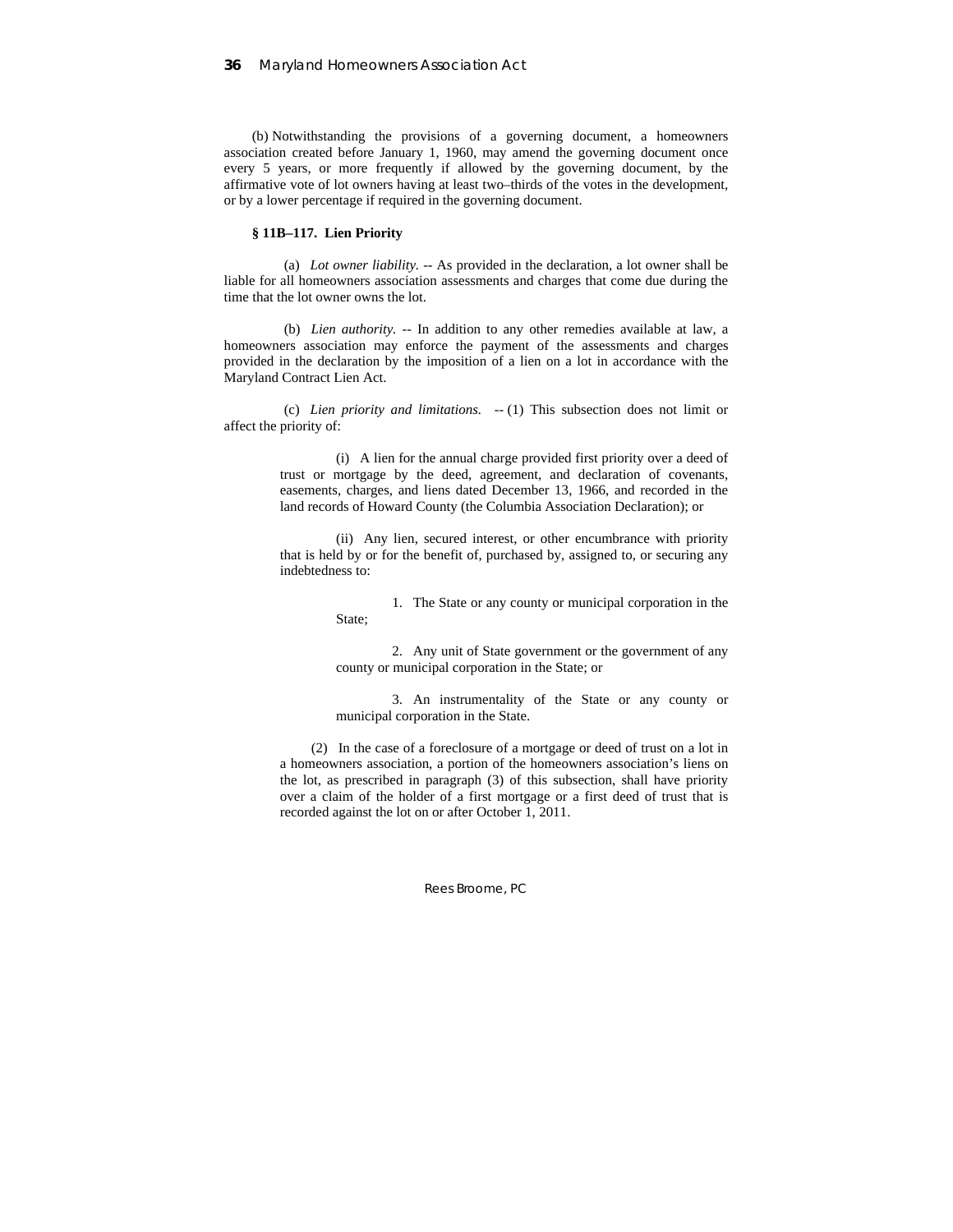(b) Notwithstanding the provisions of a governing document, a homeowners association created before January 1, 1960, may amend the governing document once every 5 years, or more frequently if allowed by the governing document, by the affirmative vote of lot owners having at least two–thirds of the votes in the development, or by a lower percentage if required in the governing document.

**§ 11B–117. Lien Priority**

(a) *Lot owner liability.* -- As provided in the declaration, a lot owner shall be liable for all homeowners association assessments and charges that come due during the time that the lot owner owns the lot.

(b) *Lien authority.* -- In addition to any other remedies available at law, a homeowners association may enforce the payment of the assessments and charges provided in the declaration by the imposition of a lien on a lot in accordance with the Maryland Contract Lien Act.

(c) *Lien priority and limitations.* -- (1) This subsection does not limit or affect the priority of:

(i) A lien for the annual charge provided first priority over a deed of trust or mortgage by the deed, agreement, and declaration of covenants, easements, charges, and liens dated December 13, 1966, and recorded in the land records of Howard County (the Columbia Association Declaration); or

(ii) Any lien, secured interest, or other encumbrance with priority that is held by or for the benefit of, purchased by, assigned to, or securing any indebtedness to:

1. The State or any county or municipal corporation in the State;

2. Any unit of State government or the government of any county or municipal corporation in the State; or

3. An instrumentality of the State or any county or municipal corporation in the State.

(2) In the case of a foreclosure of a mortgage or deed of trust on a lot in a homeowners association, a portion of the homeowners association's liens on the lot, as prescribed in paragraph (3) of this subsection, shall have priority over a claim of the holder of a first mortgage or a first deed of trust that is recorded against the lot on or after October 1, 2011.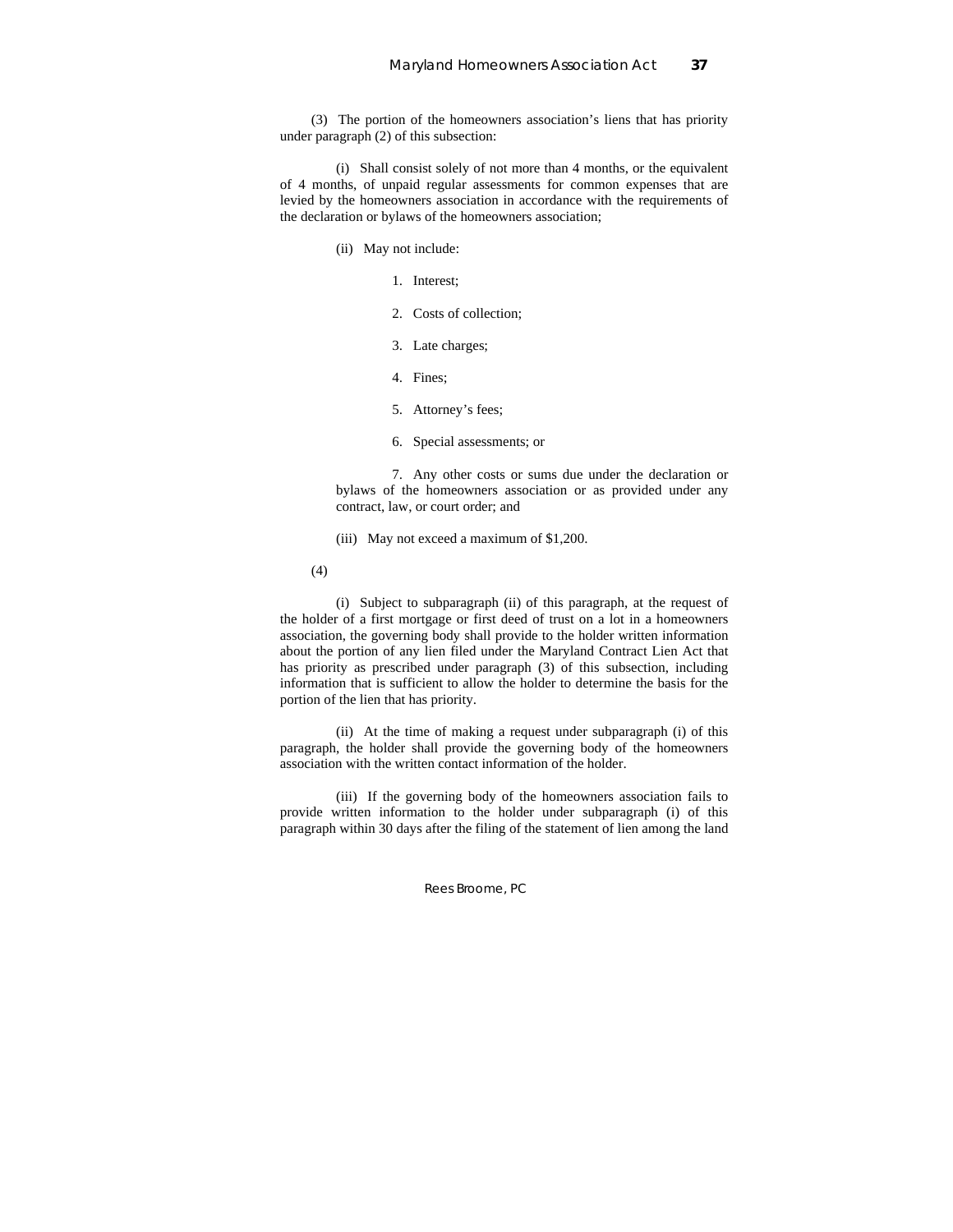(3) The portion of the homeowners association's liens that has priority under paragraph (2) of this subsection:

(i) Shall consist solely of not more than 4 months, or the equivalent of 4 months, of unpaid regular assessments for common expenses that are levied by the homeowners association in accordance with the requirements of the declaration or bylaws of the homeowners association;

(ii) May not include:

1. Interest;

2. Costs of collection;

3. Late charges;

4. Fines;

5. Attorney's fees;

6. Special assessments; or

7. Any other costs or sums due under the declaration or bylaws of the homeowners association or as provided under any contract, law, or court order; and

(iii) May not exceed a maximum of $1,200.

(4)

(i) Subject to subparagraph (ii) of this paragraph, at the request of the holder of a first mortgage or first deed of trust on a lot in a homeowners association, the governing body shall provide to the holder written information about the portion of any lien filed under the Maryland Contract Lien Act that has priority as prescribed under paragraph (3) of this subsection, including information that is sufficient to allow the holder to determine the basis for the portion of the lien that has priority.

(ii) At the time of making a request under subparagraph (i) of this paragraph, the holder shall provide the governing body of the homeowners association with the written contact information of the holder.

(iii) If the governing body of the homeowners association fails to provide written information to the holder under subparagraph (i) of this paragraph within 30 days after the filing of the statement of lien among the land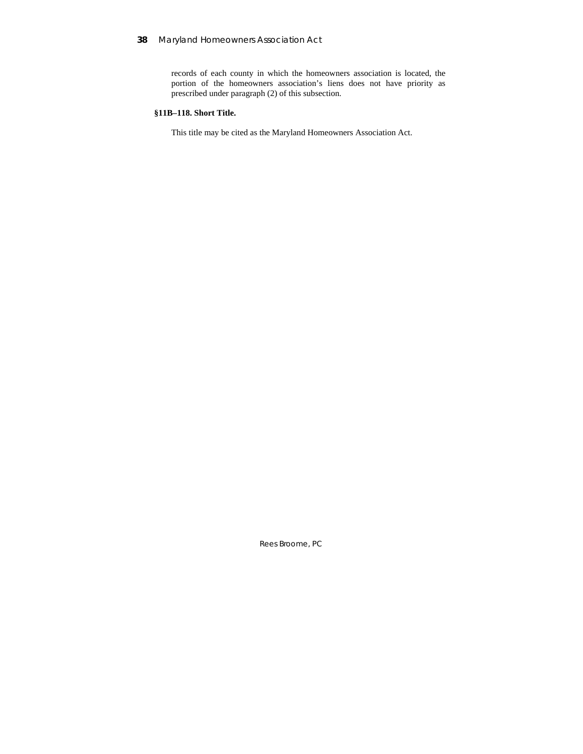records of each county in which the homeowners association is located, the portion of the homeowners association's liens does not have priority as prescribed under paragraph (2) of this subsection.

**§11B–118. Short Title.**

This title may be cited as the Maryland Homeowners Association Act.